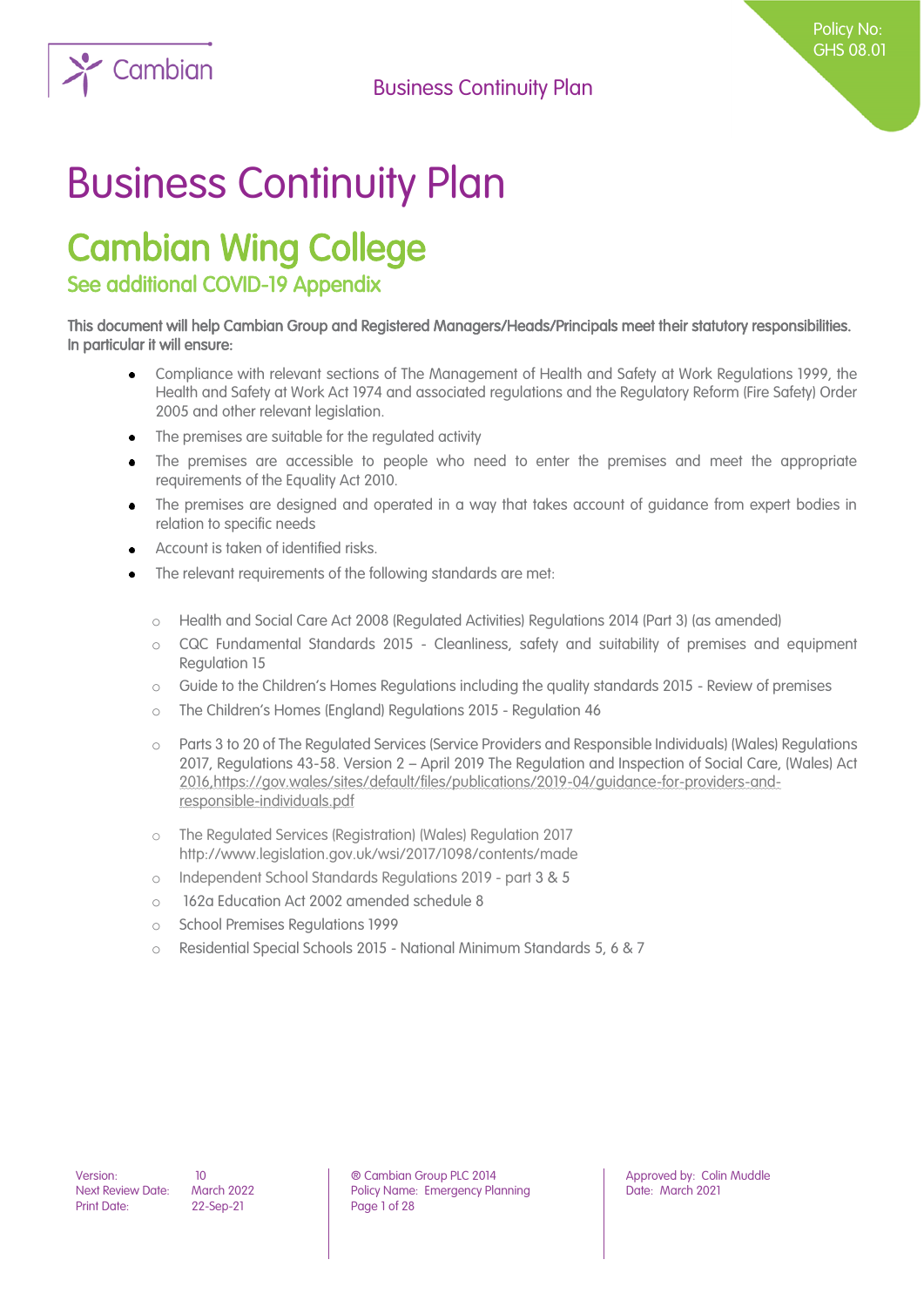# Business Continuity Plan

## Cambian Wing College

### See additional COVID-19 Appendix

**This document will help Cambian Group and Registered Managers/Heads/Principals meet their statutory responsibilities. In particular it will ensure:**

- Compliance with relevant sections of The Management of Health and Safety at Work Regulations 1999, the Health and Safety at Work Act 1974 and associated regulations and the Regulatory Reform (Fire Safety) Order 2005 and other relevant legislation.
- The premises are suitable for the regulated activity
- The premises are accessible to people who need to enter the premises and meet the appropriate requirements of the Equality Act 2010.
- The premises are designed and operated in a way that takes account of guidance from expert bodies in relation to specific needs
- Account is taken of identified risks.
- The relevant requirements of the following standards are met:
  - Health and Social Care Act 2008 (Regulated Activities) Regulations 2014 (Part 3) (as amended)
  - CQC Fundamental Standards 2015 - Cleanliness, safety and suitability of premises and equipment Regulation 15
  - Guide to the Children's Homes Regulations including the quality standards 2015 - Review of premises
  - The Children's Homes (England) Regulations 2015 - Regulation 46
  - Parts 3 to 20 of The Regulated Services (Service Providers and Responsible Individuals) (Wales) Regulations 2017, Regulations 43-58. Version 2 – April 2019 The Regulation and Inspection of Social Care, (Wales) Act 2016,https://gov.wales/sites/default/files/publications/2019-04/guidance-for-providers-and-responsible-individuals.pdf
  - The Regulated Services (Registration) (Wales) Regulation 2017 http://www.legislation.gov.uk/wsi/2017/1098/contents/made
  - Independent School Standards Regulations 2019 - part 3 & 5
  - 162a Education Act 2002 amended schedule 8
  - School Premises Regulations 1999
  - Residential Special Schools 2015 - National Minimum Standards 5, 6 & 7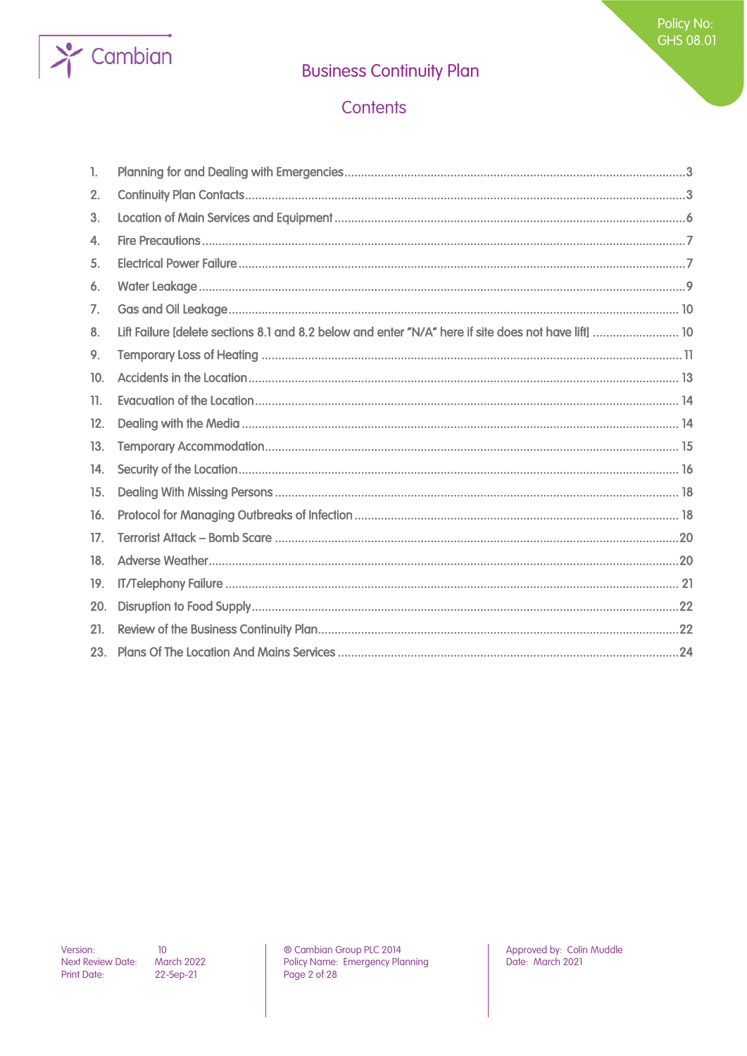# Business Continuity Plan

## Contents

1. Planning for and Dealing with Emergencies ........ 3
2. Continuity Plan Contacts ........ 3
3. Location of Main Services and Equipment ........ 6
4. Fire Precautions ........ 7
5. Electrical Power Failure ........ 7
6. Water Leakage ........ 9
7. Gas and Oil Leakage ........ 10
8. Lift Failure [delete sections 8.1 and 8.2 below and enter "N/A" here if site does not have lift] ........ 10
9. Temporary Loss of Heating ........ 11
10. Accidents in the Location ........ 13
11. Evacuation of the Location ........ 14
12. Dealing with the Media ........ 14
13. Temporary Accommodation ........ 15
14. Security of the Location ........ 16
15. Dealing With Missing Persons ........ 18
16. Protocol for Managing Outbreaks of Infection ........ 18
17. Terrorist Attack – Bomb Scare ........ 20
18. Adverse Weather ........ 20
19. IT/Telephony Failure ........ 21
20. Disruption to Food Supply ........ 22
21. Review of the Business Continuity Plan ........ 22
23. Plans Of The Location And Mains Services ........ 24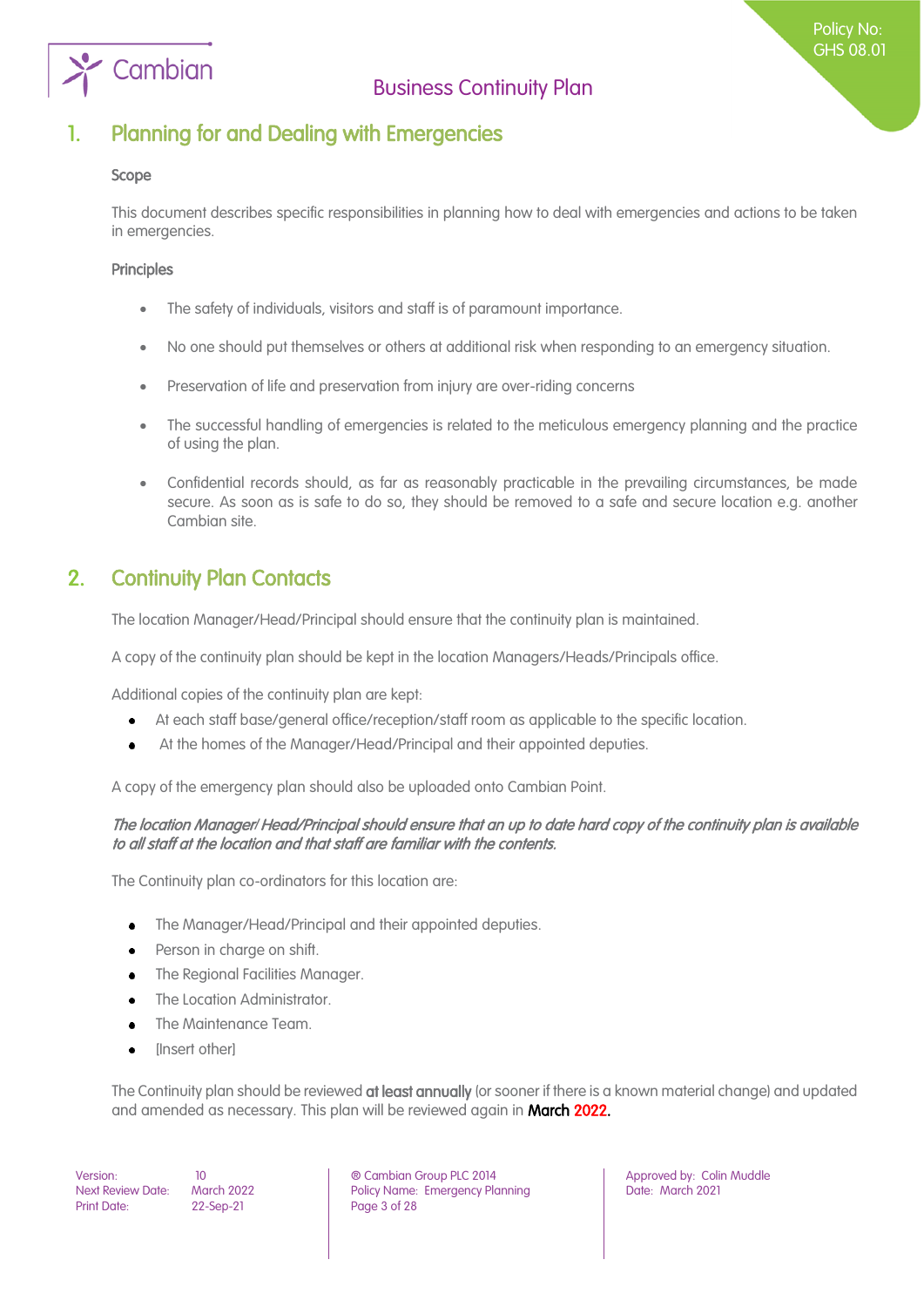# 1. Planning for and Dealing with Emergencies

### Scope

This document describes specific responsibilities in planning how to deal with emergencies and actions to be taken in emergencies.

### Principles

- The safety of individuals, visitors and staff is of paramount importance.
- No one should put themselves or others at additional risk when responding to an emergency situation.
- Preservation of life and preservation from injury are over-riding concerns
- The successful handling of emergencies is related to the meticulous emergency planning and the practice of using the plan.
- Confidential records should, as far as reasonably practicable in the prevailing circumstances, be made secure. As soon as is safe to do so, they should be removed to a safe and secure location e.g. another Cambian site.

# 2. Continuity Plan Contacts

The location Manager/Head/Principal should ensure that the continuity plan is maintained.

A copy of the continuity plan should be kept in the location Managers/Heads/Principals office.

Additional copies of the continuity plan are kept:

- At each staff base/general office/reception/staff room as applicable to the specific location.
- At the homes of the Manager/Head/Principal and their appointed deputies.

A copy of the emergency plan should also be uploaded onto Cambian Point.

***The location Manager/ Head/Principal should ensure that an up to date hard copy of the continuity plan is available to all staff at the location and that staff are familiar with the contents.***

The Continuity plan co-ordinators for this location are:

- The Manager/Head/Principal and their appointed deputies.
- Person in charge on shift.
- The Regional Facilities Manager.
- The Location Administrator.
- The Maintenance Team.
- [Insert other]

The Continuity plan should be reviewed **at least annually** (or sooner if there is a known material change) and updated and amended as necessary. This plan will be reviewed again in **March 2022.**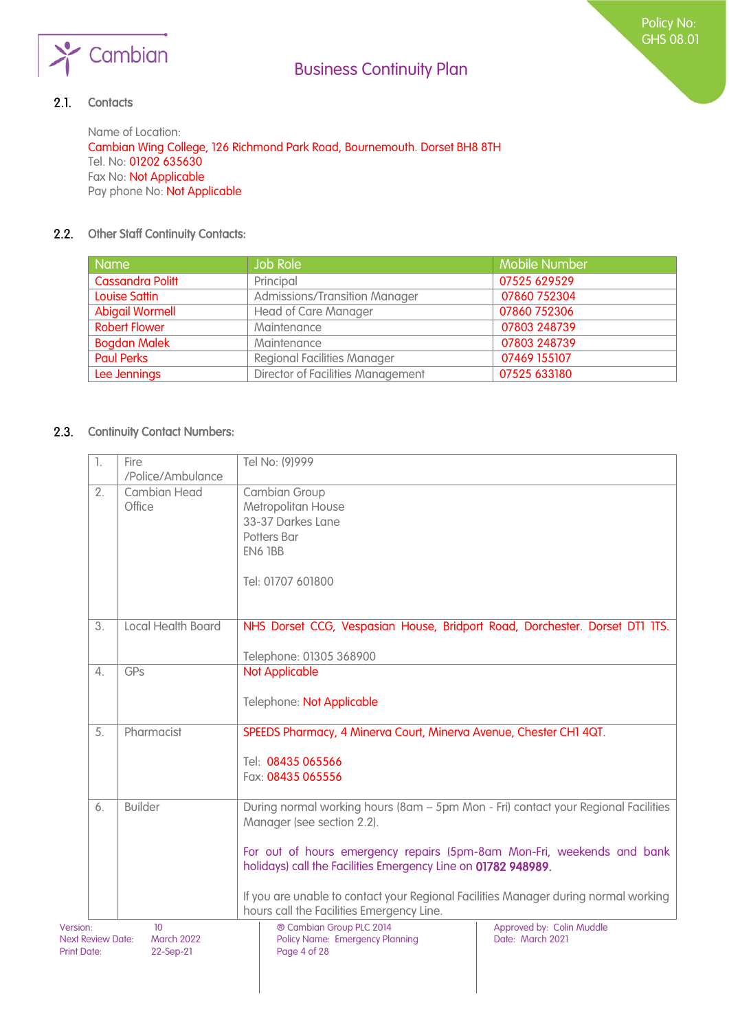### 2.1. Contacts

Name of Location:
Cambian Wing College, 126 Richmond Park Road, Bournemouth. Dorset BH8 8TH
Tel. No: 01202 635630
Fax No: Not Applicable
Pay phone No: Not Applicable

### 2.2. Other Staff Continuity Contacts:

| Name | Job Role | Mobile Number |
|---|---|---|
| Cassandra Politt | Principal | 07525 629529 |
| Louise Sattin | Admissions/Transition Manager | 07860 752304 |
| Abigail Wormell | Head of Care Manager | 07860 752306 |
| Robert Flower | Maintenance | 07803 248739 |
| Bogdan Malek | Maintenance | 07803 248739 |
| Paul Perks | Regional Facilities Manager | 07469 155107 |
| Lee Jennings | Director of Facilities Management | 07525 633180 |

### 2.3. Continuity Contact Numbers:

| | | |
|---|---|---|
| 1. | Fire /Police/Ambulance | Tel No: (9)999 |
| 2. | Cambian Head Office | Cambian Group<br>Metropolitan House<br>33-37 Darkes Lane<br>Potters Bar<br>EN6 1BB<br><br>Tel: 01707 601800 |
| 3. | Local Health Board | NHS Dorset CCG, Vespasian House, Bridport Road, Dorchester. Dorset DT1 1TS.<br><br>Telephone: 01305 368900 |
| 4. | GPs | Not Applicable<br><br>Telephone: Not Applicable |
| 5. | Pharmacist | SPEEDS Pharmacy, 4 Minerva Court, Minerva Avenue, Chester CH1 4QT.<br><br>Tel: 08435 065566<br>Fax: 08435 065556 |
| 6. | Builder | During normal working hours (8am – 5pm Mon - Fri) contact your Regional Facilities Manager (see section 2.2).<br><br>For out of hours emergency repairs (5pm-8am Mon-Fri, weekends and bank holidays) call the Facilities Emergency Line on **01782 948989.**<br><br>If you are unable to contact your Regional Facilities Manager during normal working hours call the Facilities Emergency Line. |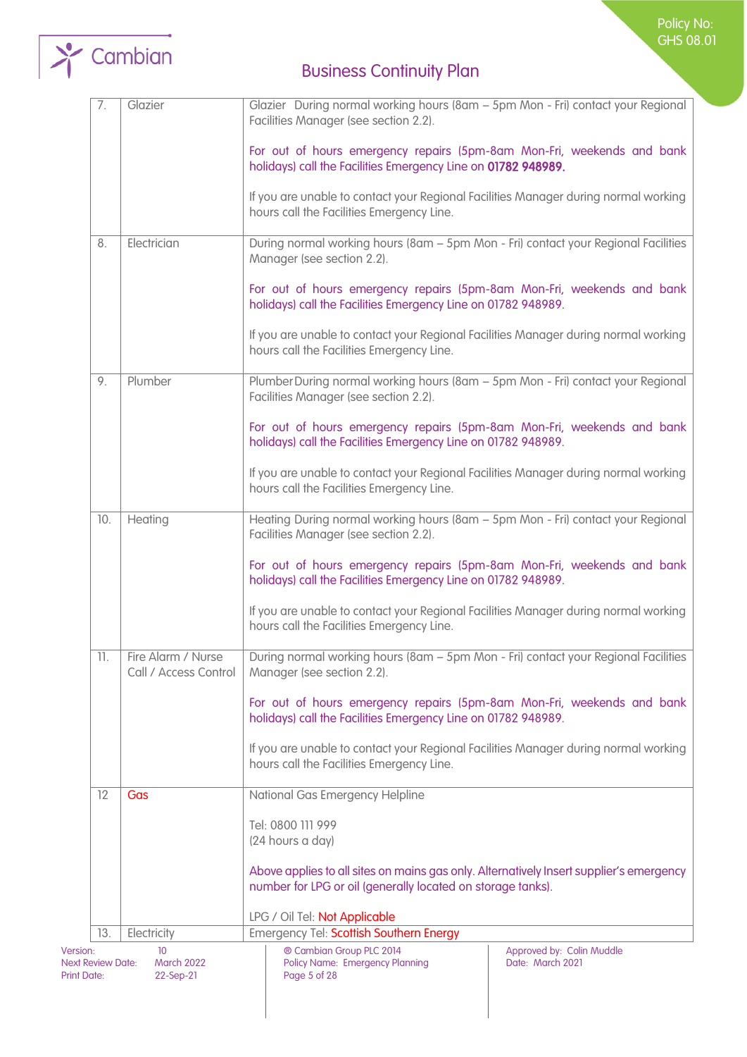| | | |
|---|---|---|
| 7. | Glazier | Glazier During normal working hours (8am – 5pm Mon - Fri) contact your Regional Facilities Manager (see section 2.2).<br><br>For out of hours emergency repairs (5pm-8am Mon-Fri, weekends and bank holidays) call the Facilities Emergency Line on **01782 948989.**<br><br>If you are unable to contact your Regional Facilities Manager during normal working hours call the Facilities Emergency Line. |
| 8. | Electrician | During normal working hours (8am – 5pm Mon - Fri) contact your Regional Facilities Manager (see section 2.2).<br><br>For out of hours emergency repairs (5pm-8am Mon-Fri, weekends and bank holidays) call the Facilities Emergency Line on 01782 948989.<br><br>If you are unable to contact your Regional Facilities Manager during normal working hours call the Facilities Emergency Line. |
| 9. | Plumber | Plumber During normal working hours (8am – 5pm Mon - Fri) contact your Regional Facilities Manager (see section 2.2).<br><br>For out of hours emergency repairs (5pm-8am Mon-Fri, weekends and bank holidays) call the Facilities Emergency Line on 01782 948989.<br><br>If you are unable to contact your Regional Facilities Manager during normal working hours call the Facilities Emergency Line. |
| 10. | Heating | Heating During normal working hours (8am – 5pm Mon - Fri) contact your Regional Facilities Manager (see section 2.2).<br><br>For out of hours emergency repairs (5pm-8am Mon-Fri, weekends and bank holidays) call the Facilities Emergency Line on 01782 948989.<br><br>If you are unable to contact your Regional Facilities Manager during normal working hours call the Facilities Emergency Line. |
| 11. | Fire Alarm / Nurse Call / Access Control | During normal working hours (8am – 5pm Mon - Fri) contact your Regional Facilities Manager (see section 2.2).<br><br>For out of hours emergency repairs (5pm-8am Mon-Fri, weekends and bank holidays) call the Facilities Emergency Line on 01782 948989.<br><br>If you are unable to contact your Regional Facilities Manager during normal working hours call the Facilities Emergency Line. |
| 12 | Gas | National Gas Emergency Helpline<br><br>Tel: 0800 111 999<br>(24 hours a day)<br><br>Above applies to all sites on mains gas only. Alternatively Insert supplier's emergency number for LPG or oil (generally located on storage tanks).<br><br>LPG / Oil Tel: Not Applicable |
| 13. | Electricity | Emergency Tel: Scottish Southern Energy |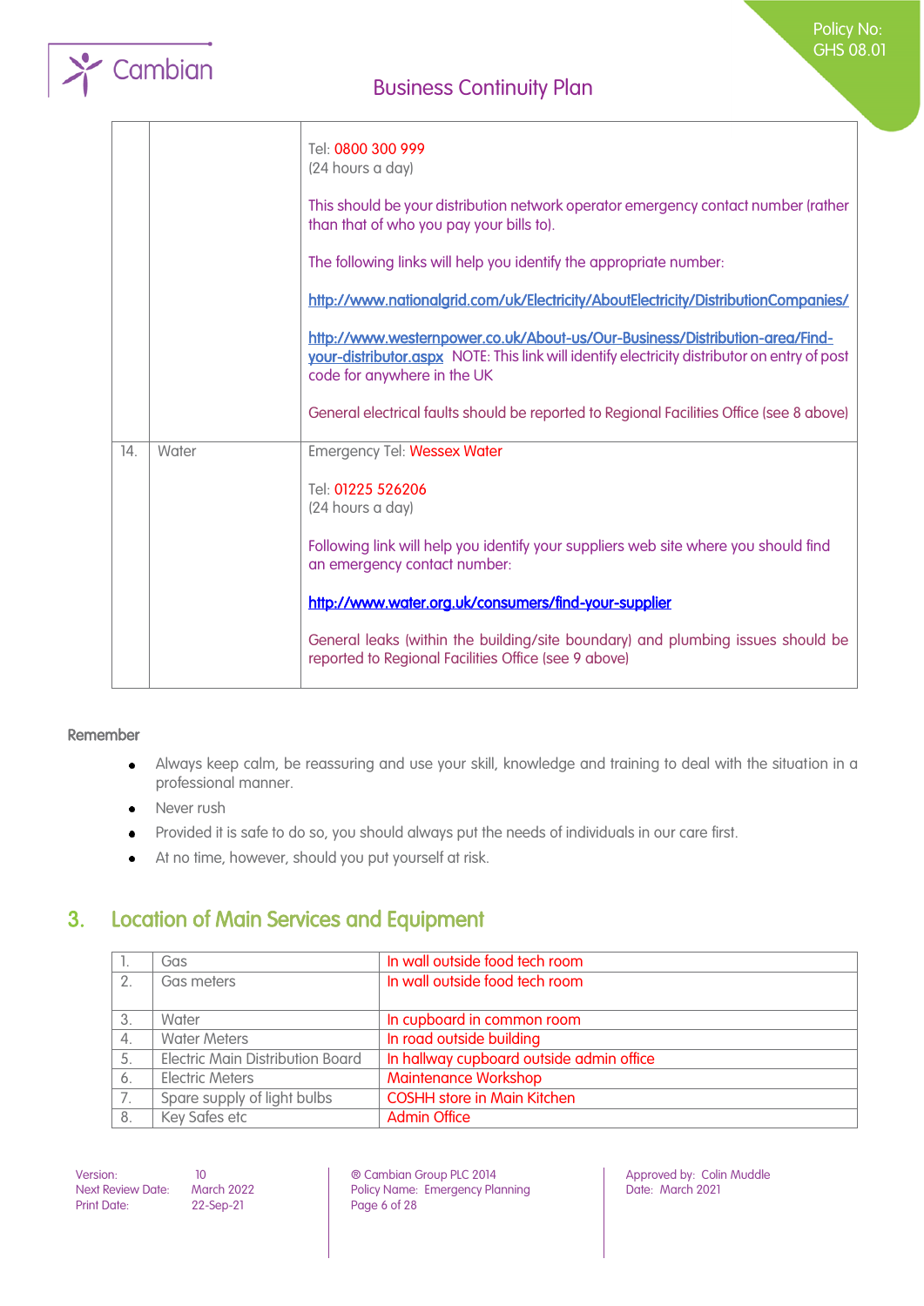| | | |
|---|---|---|
| | | Tel: 0800 300 999<br>(24 hours a day)<br><br>This should be your distribution network operator emergency contact number (rather than that of who you pay your bills to).<br><br>The following links will help you identify the appropriate number:<br><br>http://www.nationalgrid.com/uk/Electricity/AboutElectricity/DistributionCompanies/<br><br>http://www.westernpower.co.uk/About-us/Our-Business/Distribution-area/Find-your-distributor.aspx NOTE: This link will identify electricity distributor on entry of post code for anywhere in the UK<br><br>General electrical faults should be reported to Regional Facilities Office (see 8 above) |
| 14. | Water | Emergency Tel: Wessex Water<br><br>Tel: 01225 526206<br>(24 hours a day)<br><br>Following link will help you identify your suppliers web site where you should find an emergency contact number:<br><br>http://www.water.org.uk/consumers/find-your-supplier<br><br>General leaks (within the building/site boundary) and plumbing issues should be reported to Regional Facilities Office (see 9 above) |

**Remember**

- Always keep calm, be reassuring and use your skill, knowledge and training to deal with the situation in a professional manner.
- Never rush
- Provided it is safe to do so, you should always put the needs of individuals in our care first.
- At no time, however, should you put yourself at risk.

## 3. Location of Main Services and Equipment

| | | |
|---|---|---|
| 1. | Gas | In wall outside food tech room |
| 2. | Gas meters | In wall outside food tech room |
| 3. | Water | In cupboard in common room |
| 4. | Water Meters | In road outside building |
| 5. | Electric Main Distribution Board | In hallway cupboard outside admin office |
| 6. | Electric Meters | Maintenance Workshop |
| 7. | Spare supply of light bulbs | COSHH store in Main Kitchen |
| 8. | Key Safes etc | Admin Office |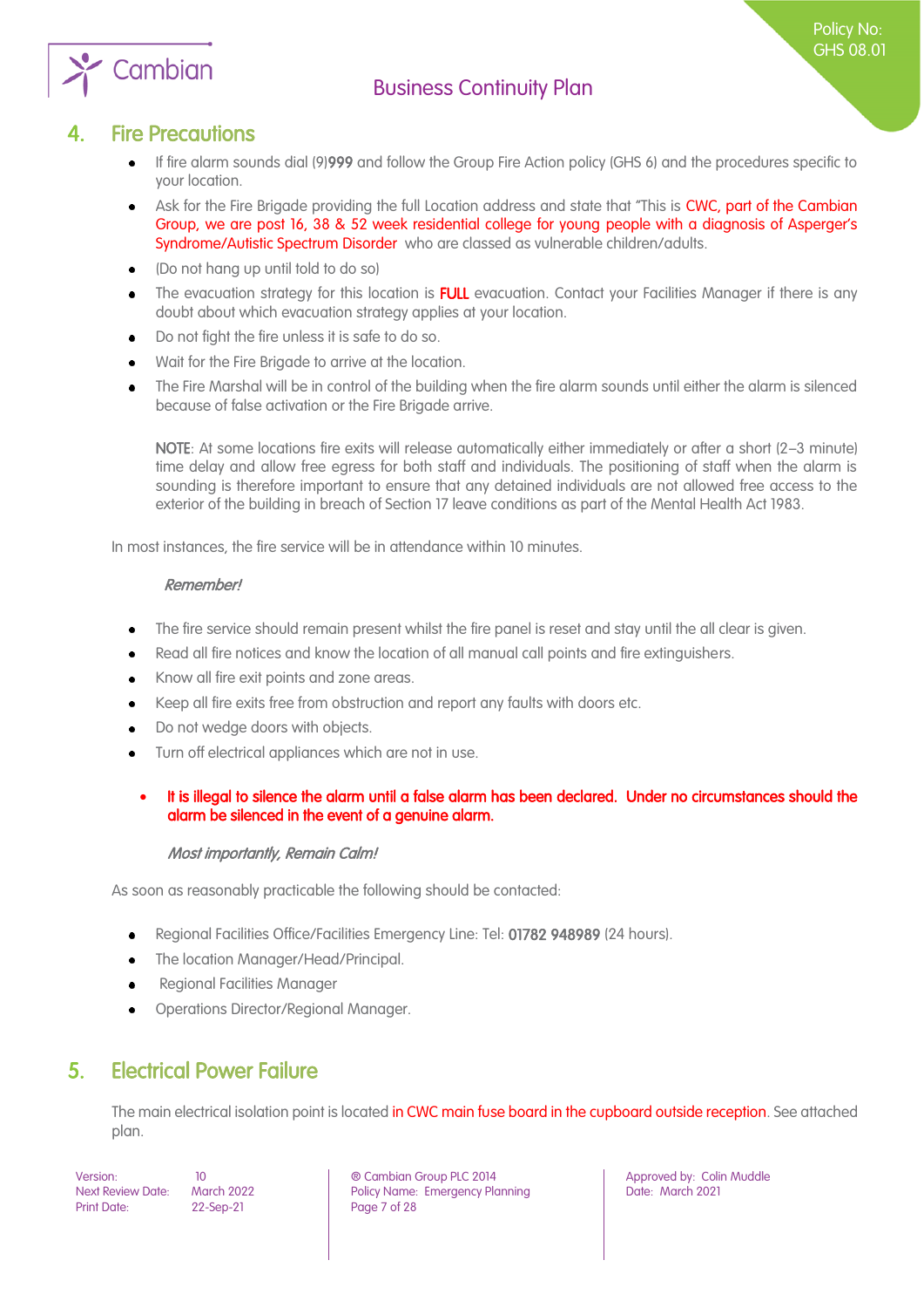## 4. Fire Precautions

- If fire alarm sounds dial (9)**999** and follow the Group Fire Action policy (GHS 6) and the procedures specific to your location.
- Ask for the Fire Brigade providing the full Location address and state that "This is CWC, part of the Cambian Group, we are post 16, 38 & 52 week residential college for young people with a diagnosis of Asperger's Syndrome/Autistic Spectrum Disorder who are classed as vulnerable children/adults.
- (Do not hang up until told to do so)
- The evacuation strategy for this location is **FULL** evacuation. Contact your Facilities Manager if there is any doubt about which evacuation strategy applies at your location.
- Do not fight the fire unless it is safe to do so.
- Wait for the Fire Brigade to arrive at the location.
- The Fire Marshal will be in control of the building when the fire alarm sounds until either the alarm is silenced because of false activation or the Fire Brigade arrive.

  **NOTE**: At some locations fire exits will release automatically either immediately or after a short (2–3 minute) time delay and allow free egress for both staff and individuals. The positioning of staff when the alarm is sounding is therefore important to ensure that any detained individuals are not allowed free access to the exterior of the building in breach of Section 17 leave conditions as part of the Mental Health Act 1983.

In most instances, the fire service will be in attendance within 10 minutes.

*Remember!*

- The fire service should remain present whilst the fire panel is reset and stay until the all clear is given.
- Read all fire notices and know the location of all manual call points and fire extinguishers.
- Know all fire exit points and zone areas.
- Keep all fire exits free from obstruction and report any faults with doors etc.
- Do not wedge doors with objects.
- Turn off electrical appliances which are not in use.

- **It is illegal to silence the alarm until a false alarm has been declared. Under no circumstances should the alarm be silenced in the event of a genuine alarm.**

*Most importantly, Remain Calm!*

As soon as reasonably practicable the following should be contacted:

- Regional Facilities Office/Facilities Emergency Line: Tel: **01782 948989** (24 hours).
- The location Manager/Head/Principal.
- Regional Facilities Manager
- Operations Director/Regional Manager.

## 5. Electrical Power Failure

The main electrical isolation point is located in CWC main fuse board in the cupboard outside reception. See attached plan.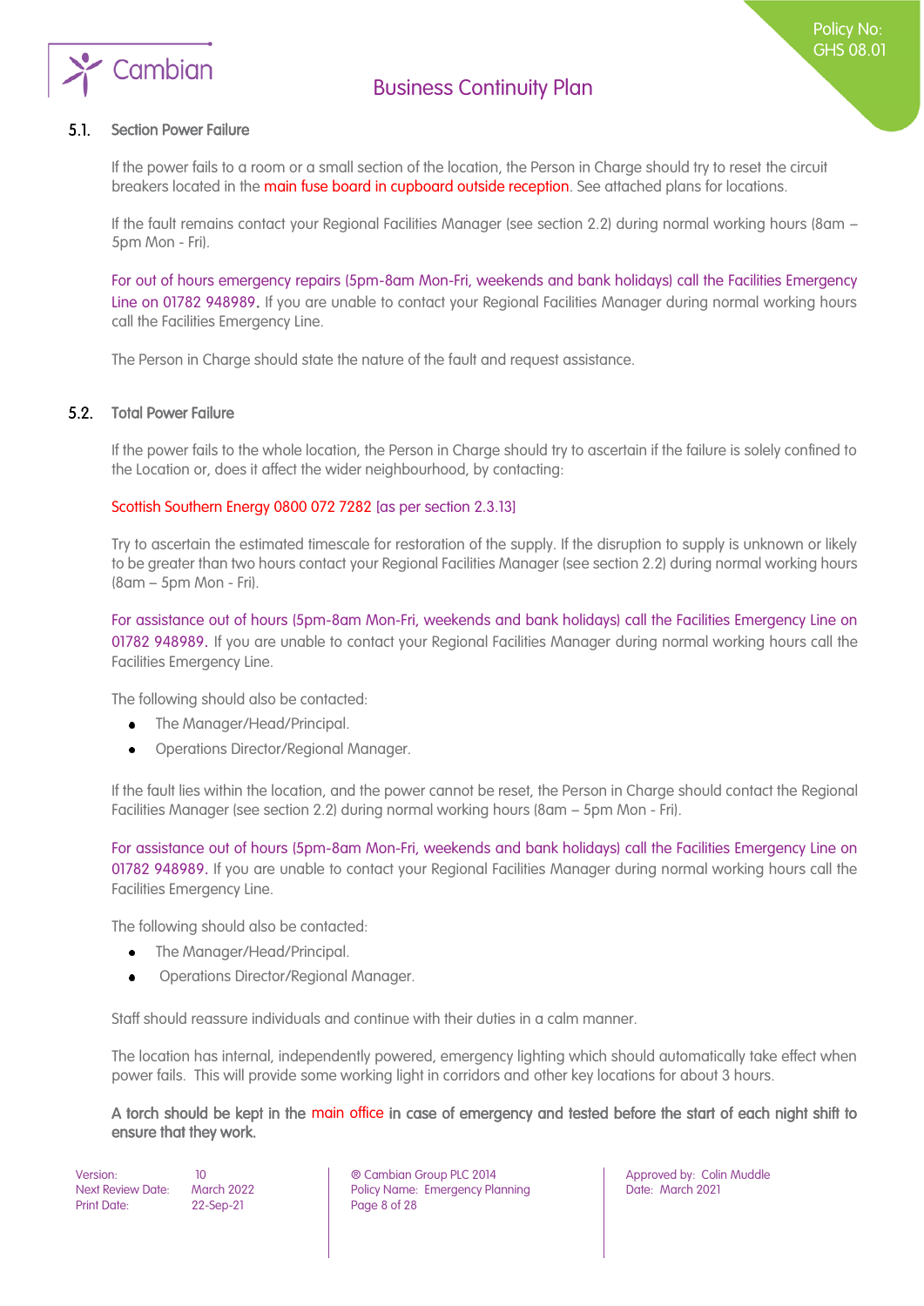### 5.1. Section Power Failure

If the power fails to a room or a small section of the location, the Person in Charge should try to reset the circuit breakers located in the main fuse board in cupboard outside reception. See attached plans for locations.

If the fault remains contact your Regional Facilities Manager (see section 2.2) during normal working hours (8am – 5pm Mon - Fri).

For out of hours emergency repairs (5pm-8am Mon-Fri, weekends and bank holidays) call the Facilities Emergency Line on 01782 948989. If you are unable to contact your Regional Facilities Manager during normal working hours call the Facilities Emergency Line.

The Person in Charge should state the nature of the fault and request assistance.

### 5.2. Total Power Failure

If the power fails to the whole location, the Person in Charge should try to ascertain if the failure is solely confined to the Location or, does it affect the wider neighbourhood, by contacting:

Scottish Southern Energy 0800 072 7282 [as per section 2.3.13]

Try to ascertain the estimated timescale for restoration of the supply. If the disruption to supply is unknown or likely to be greater than two hours contact your Regional Facilities Manager (see section 2.2) during normal working hours (8am – 5pm Mon - Fri).

For assistance out of hours (5pm-8am Mon-Fri, weekends and bank holidays) call the Facilities Emergency Line on 01782 948989. If you are unable to contact your Regional Facilities Manager during normal working hours call the Facilities Emergency Line.

The following should also be contacted:

- The Manager/Head/Principal.
- Operations Director/Regional Manager.

If the fault lies within the location, and the power cannot be reset, the Person in Charge should contact the Regional Facilities Manager (see section 2.2) during normal working hours (8am – 5pm Mon - Fri).

For assistance out of hours (5pm-8am Mon-Fri, weekends and bank holidays) call the Facilities Emergency Line on 01782 948989. If you are unable to contact your Regional Facilities Manager during normal working hours call the Facilities Emergency Line.

The following should also be contacted:

- The Manager/Head/Principal.
- Operations Director/Regional Manager.

Staff should reassure individuals and continue with their duties in a calm manner.

The location has internal, independently powered, emergency lighting which should automatically take effect when power fails. This will provide some working light in corridors and other key locations for about 3 hours.

**A torch should be kept in the main office in case of emergency and tested before the start of each night shift to ensure that they work.**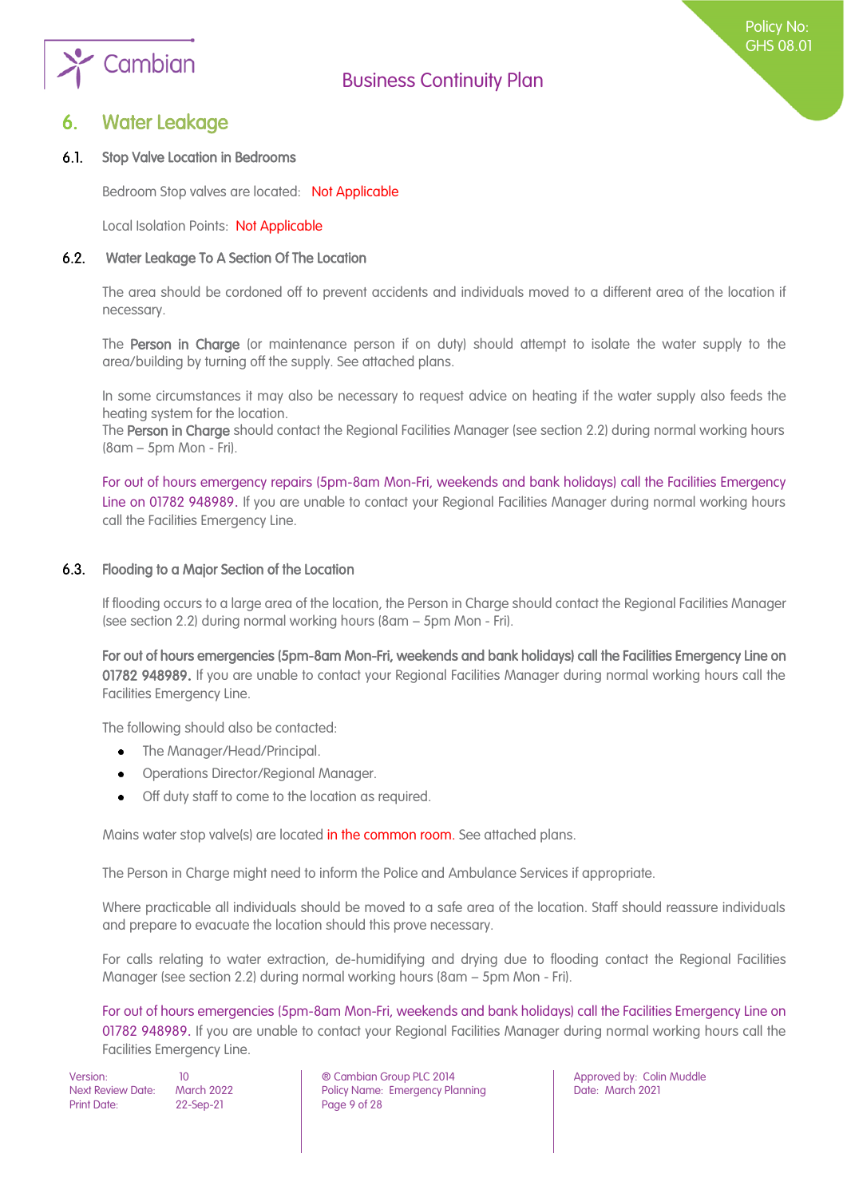## 6. Water Leakage

### 6.1. Stop Valve Location in Bedrooms

Bedroom Stop valves are located: Not Applicable

Local Isolation Points: Not Applicable

### 6.2. Water Leakage To A Section Of The Location

The area should be cordoned off to prevent accidents and individuals moved to a different area of the location if necessary.

The **Person in Charge** (or maintenance person if on duty) should attempt to isolate the water supply to the area/building by turning off the supply. See attached plans.

In some circumstances it may also be necessary to request advice on heating if the water supply also feeds the heating system for the location.
The **Person in Charge** should contact the Regional Facilities Manager (see section 2.2) during normal working hours (8am – 5pm Mon - Fri).

For out of hours emergency repairs (5pm-8am Mon-Fri, weekends and bank holidays) call the Facilities Emergency Line on 01782 948989. If you are unable to contact your Regional Facilities Manager during normal working hours call the Facilities Emergency Line.

### 6.3. Flooding to a Major Section of the Location

If flooding occurs to a large area of the location, the Person in Charge should contact the Regional Facilities Manager (see section 2.2) during normal working hours (8am – 5pm Mon - Fri).

**For out of hours emergencies (5pm-8am Mon-Fri, weekends and bank holidays) call the Facilities Emergency Line on 01782 948989.** If you are unable to contact your Regional Facilities Manager during normal working hours call the Facilities Emergency Line.

The following should also be contacted:

- The Manager/Head/Principal.
- Operations Director/Regional Manager.
- Off duty staff to come to the location as required.

Mains water stop valve(s) are located in the common room. See attached plans.

The Person in Charge might need to inform the Police and Ambulance Services if appropriate.

Where practicable all individuals should be moved to a safe area of the location. Staff should reassure individuals and prepare to evacuate the location should this prove necessary.

For calls relating to water extraction, de-humidifying and drying due to flooding contact the Regional Facilities Manager (see section 2.2) during normal working hours (8am – 5pm Mon - Fri).

For out of hours emergencies (5pm-8am Mon-Fri, weekends and bank holidays) call the Facilities Emergency Line on 01782 948989. If you are unable to contact your Regional Facilities Manager during normal working hours call the Facilities Emergency Line.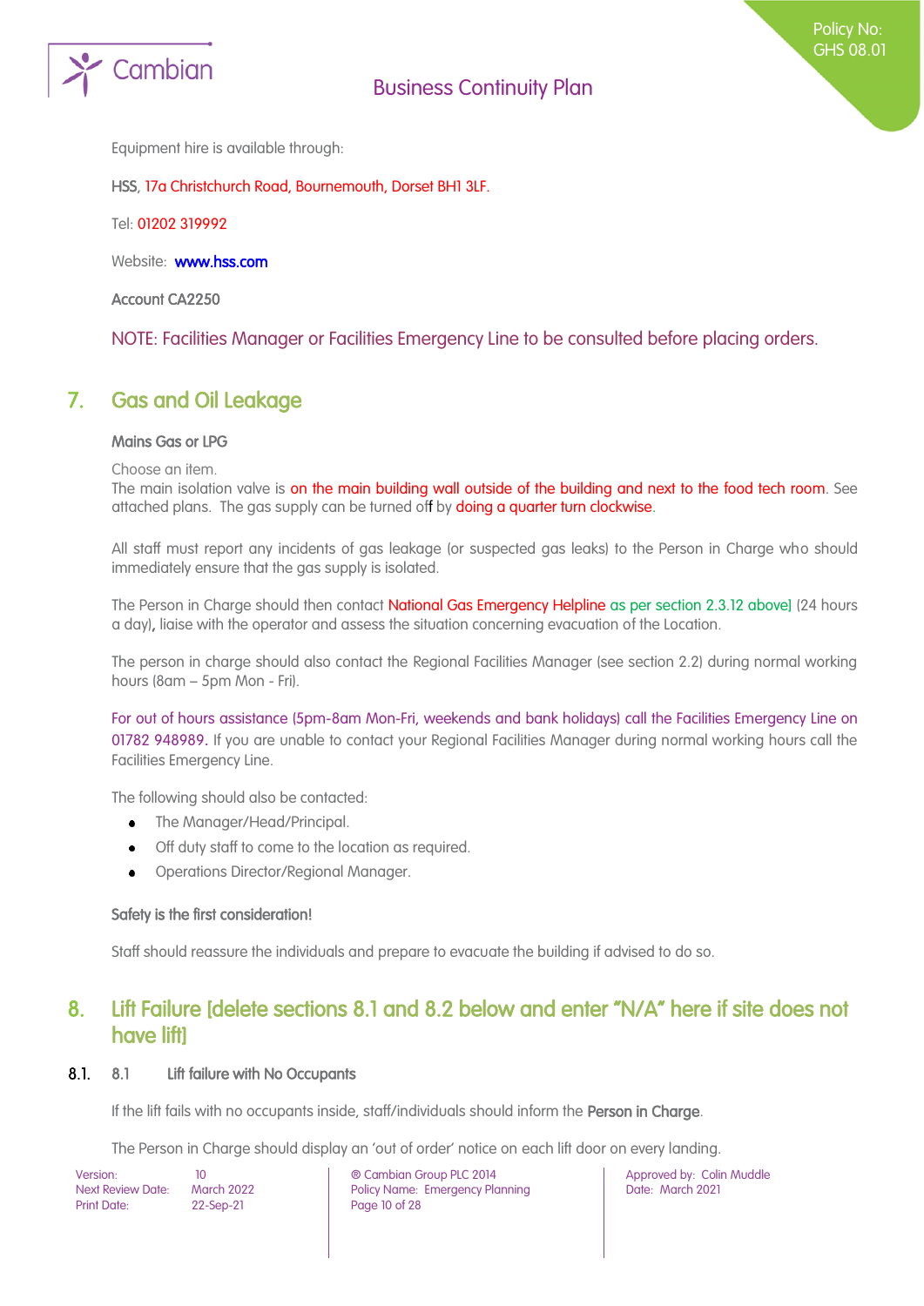Equipment hire is available through:

HSS, 17a Christchurch Road, Bournemouth, Dorset BH1 3LF.

Tel: 01202 319992

Website: www.hss.com

**Account CA2250**

NOTE: Facilities Manager or Facilities Emergency Line to be consulted before placing orders.

## 7. Gas and Oil Leakage

**Mains Gas or LPG**

Choose an item.
The main isolation valve is on the main building wall outside of the building and next to the food tech room. See attached plans. The gas supply can be turned off by doing a quarter turn clockwise.

All staff must report any incidents of gas leakage (or suspected gas leaks) to the Person in Charge who should immediately ensure that the gas supply is isolated.

The Person in Charge should then contact National Gas Emergency Helpline as per section 2.3.12 above) (24 hours a day), liaise with the operator and assess the situation concerning evacuation of the Location.

The person in charge should also contact the Regional Facilities Manager (see section 2.2) during normal working hours (8am – 5pm Mon - Fri).

For out of hours assistance (5pm-8am Mon-Fri, weekends and bank holidays) call the Facilities Emergency Line on 01782 948989. If you are unable to contact your Regional Facilities Manager during normal working hours call the Facilities Emergency Line.

The following should also be contacted:

- The Manager/Head/Principal.
- Off duty staff to come to the location as required.
- Operations Director/Regional Manager.

**Safety is the first consideration!**

Staff should reassure the individuals and prepare to evacuate the building if advised to do so.

## 8. Lift Failure [delete sections 8.1 and 8.2 below and enter "N/A" here if site does not have lift]

### 8.1. 8.1 Lift failure with No Occupants

If the lift fails with no occupants inside, staff/individuals should inform the **Person in Charge**.

The Person in Charge should display an 'out of order' notice on each lift door on every landing.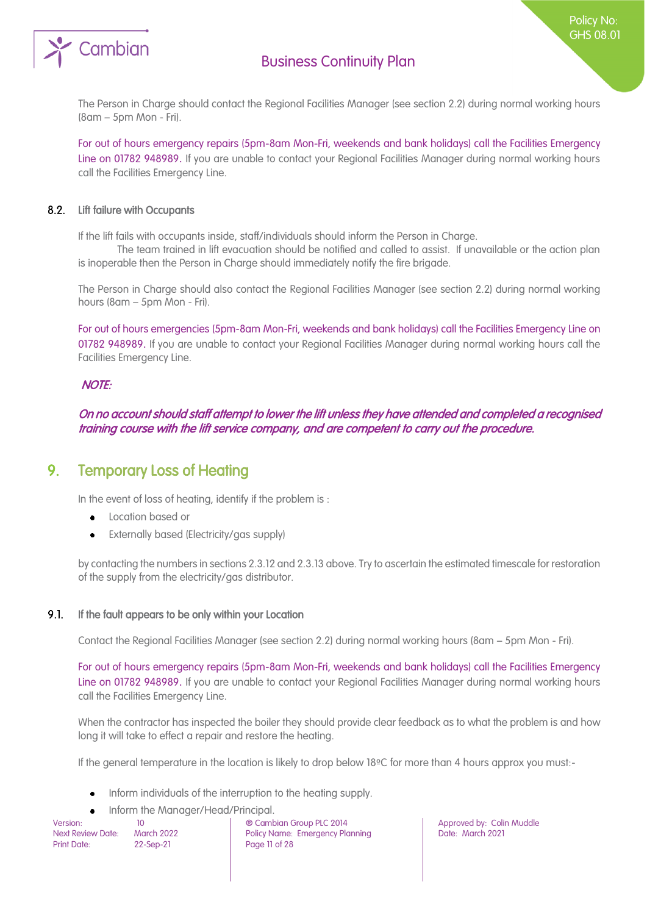The Person in Charge should contact the Regional Facilities Manager (see section 2.2) during normal working hours (8am – 5pm Mon - Fri).

For out of hours emergency repairs (5pm-8am Mon-Fri, weekends and bank holidays) call the Facilities Emergency Line on 01782 948989. If you are unable to contact your Regional Facilities Manager during normal working hours call the Facilities Emergency Line.

### 8.2. Lift failure with Occupants

If the lift fails with occupants inside, staff/individuals should inform the Person in Charge. The team trained in lift evacuation should be notified and called to assist. If unavailable or the action plan is inoperable then the Person in Charge should immediately notify the fire brigade.

The Person in Charge should also contact the Regional Facilities Manager (see section 2.2) during normal working hours (8am – 5pm Mon - Fri).

For out of hours emergencies (5pm-8am Mon-Fri, weekends and bank holidays) call the Facilities Emergency Line on 01782 948989. If you are unable to contact your Regional Facilities Manager during normal working hours call the Facilities Emergency Line.

***NOTE:***

***On no account should staff attempt to lower the lift unless they have attended and completed a recognised training course with the lift service company, and are competent to carry out the procedure.***

## 9. Temporary Loss of Heating

In the event of loss of heating, identify if the problem is :

- Location based or
- Externally based (Electricity/gas supply)

by contacting the numbers in sections 2.3.12 and 2.3.13 above. Try to ascertain the estimated timescale for restoration of the supply from the electricity/gas distributor.

### 9.1. If the fault appears to be only within your Location

Contact the Regional Facilities Manager (see section 2.2) during normal working hours (8am – 5pm Mon - Fri).

For out of hours emergency repairs (5pm-8am Mon-Fri, weekends and bank holidays) call the Facilities Emergency Line on 01782 948989. If you are unable to contact your Regional Facilities Manager during normal working hours call the Facilities Emergency Line.

When the contractor has inspected the boiler they should provide clear feedback as to what the problem is and how long it will take to effect a repair and restore the heating.

If the general temperature in the location is likely to drop below 18ºC for more than 4 hours approx you must:-

- Inform individuals of the interruption to the heating supply.
- Inform the Manager/Head/Principal.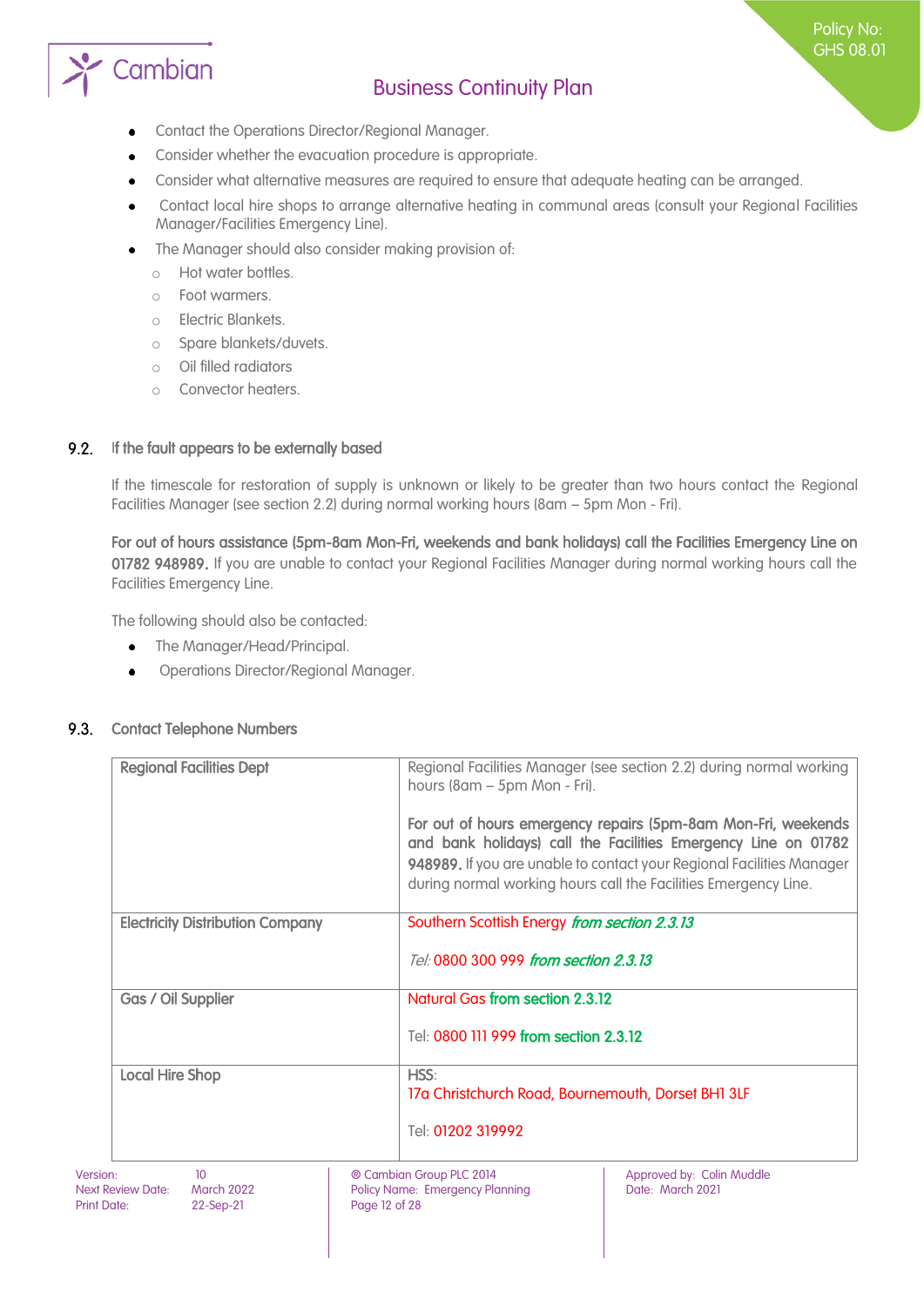- Contact the Operations Director/Regional Manager.
- Consider whether the evacuation procedure is appropriate.
- Consider what alternative measures are required to ensure that adequate heating can be arranged.
- Contact local hire shops to arrange alternative heating in communal areas (consult your Regional Facilities Manager/Facilities Emergency Line).
- The Manager should also consider making provision of:
  - Hot water bottles.
  - Foot warmers.
  - Electric Blankets.
  - Spare blankets/duvets.
  - Oil filled radiators
  - Convector heaters.

### 9.2. If the fault appears to be externally based

If the timescale for restoration of supply is unknown or likely to be greater than two hours contact the Regional Facilities Manager (see section 2.2) during normal working hours (8am – 5pm Mon - Fri).

**For out of hours assistance (5pm-8am Mon-Fri, weekends and bank holidays) call the Facilities Emergency Line on 01782 948989.** If you are unable to contact your Regional Facilities Manager during normal working hours call the Facilities Emergency Line.

The following should also be contacted:

- The Manager/Head/Principal.
- Operations Director/Regional Manager.

### 9.3. Contact Telephone Numbers

| | |
|---|---|
| **Regional Facilities Dept** | Regional Facilities Manager (see section 2.2) during normal working hours (8am – 5pm Mon - Fri).<br><br>**For out of hours emergency repairs (5pm-8am Mon-Fri, weekends and bank holidays) call the Facilities Emergency Line on 01782 948989.** If you are unable to contact your Regional Facilities Manager during normal working hours call the Facilities Emergency Line. |
| **Electricity Distribution Company** | Southern Scottish Energy ***from section 2.3.13***<br><br>*Tel:* 0800 300 999 ***from section 2.3.13*** |
| **Gas / Oil Supplier** | Natural Gas **from section 2.3.12**<br><br>Tel: 0800 111 999 **from section 2.3.12** |
| **Local Hire Shop** | HSS:<br>17a Christchurch Road, Bournemouth, Dorset BH1 3LF<br><br>Tel: 01202 319992 |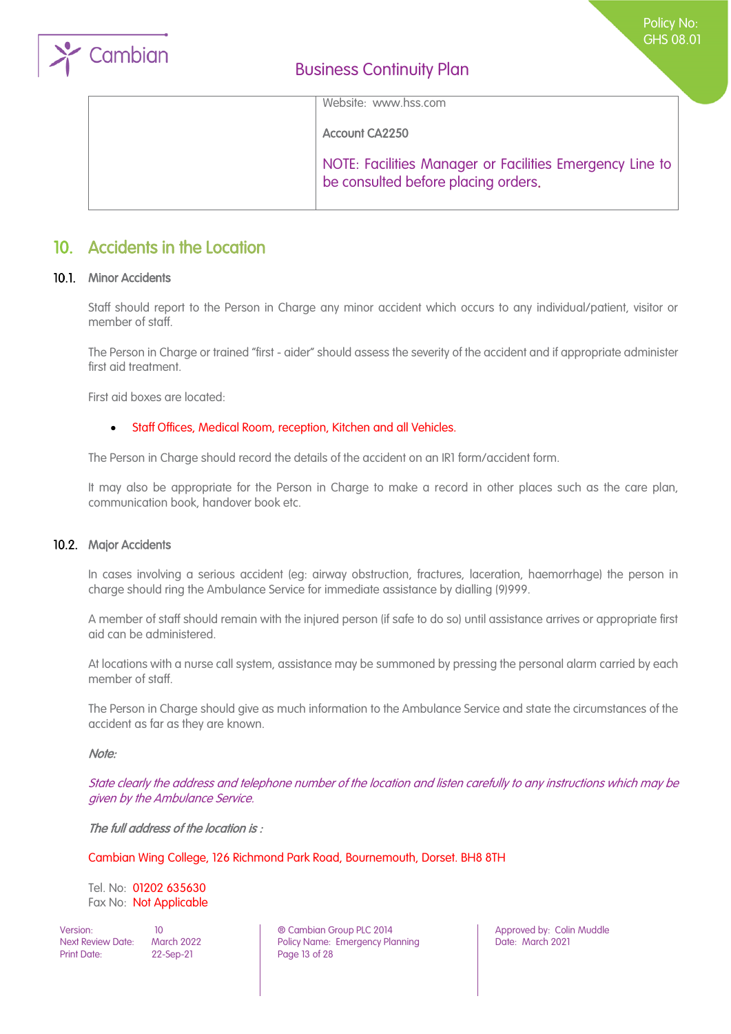|  | Website: www.hss.com<br><br>**Account CA2250**<br><br>NOTE: Facilities Manager or Facilities Emergency Line to be consulted before placing orders. |
|---|---|

## 10. Accidents in the Location

### 10.1. Minor Accidents

Staff should report to the Person in Charge any minor accident which occurs to any individual/patient, visitor or member of staff.

The Person in Charge or trained "first - aider" should assess the severity of the accident and if appropriate administer first aid treatment.

First aid boxes are located:

- Staff Offices, Medical Room, reception, Kitchen and all Vehicles.

The Person in Charge should record the details of the accident on an IR1 form/accident form.

It may also be appropriate for the Person in Charge to make a record in other places such as the care plan, communication book, handover book etc.

### 10.2. Major Accidents

In cases involving a serious accident (eg: airway obstruction, fractures, laceration, haemorrhage) the person in charge should ring the Ambulance Service for immediate assistance by dialling (9)999.

A member of staff should remain with the injured person (if safe to do so) until assistance arrives or appropriate first aid can be administered.

At locations with a nurse call system, assistance may be summoned by pressing the personal alarm carried by each member of staff.

The Person in Charge should give as much information to the Ambulance Service and state the circumstances of the accident as far as they are known.

***Note:***

*State clearly the address and telephone number of the location and listen carefully to any instructions which may be given by the Ambulance Service.*

***The full address of the location is :***

Cambian Wing College, 126 Richmond Park Road, Bournemouth, Dorset. BH8 8TH

Tel. No: 01202 635630
Fax No: Not Applicable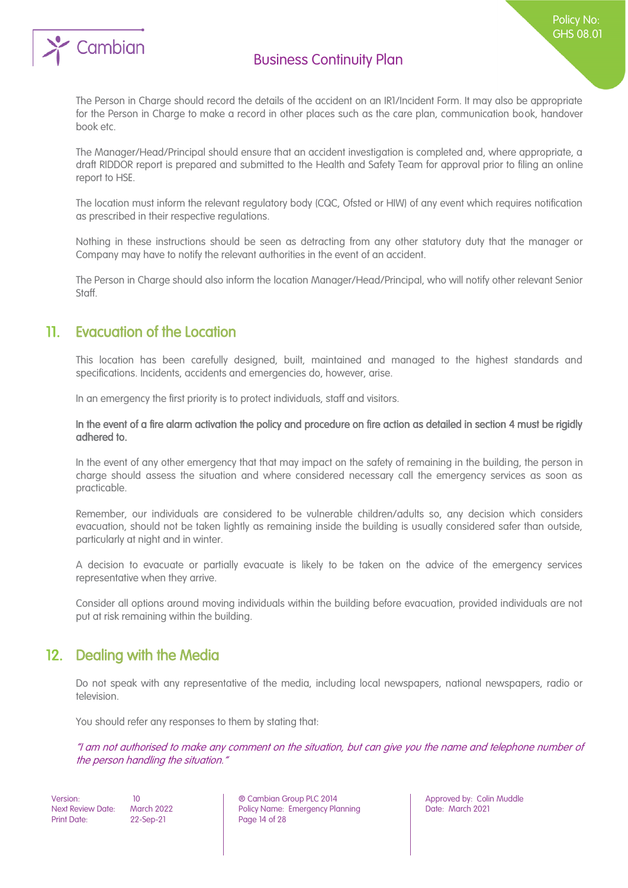The Person in Charge should record the details of the accident on an IR1/Incident Form. It may also be appropriate for the Person in Charge to make a record in other places such as the care plan, communication book, handover book etc.

The Manager/Head/Principal should ensure that an accident investigation is completed and, where appropriate, a draft RIDDOR report is prepared and submitted to the Health and Safety Team for approval prior to filing an online report to HSE.

The location must inform the relevant regulatory body (CQC, Ofsted or HIW) of any event which requires notification as prescribed in their respective regulations.

Nothing in these instructions should be seen as detracting from any other statutory duty that the manager or Company may have to notify the relevant authorities in the event of an accident.

The Person in Charge should also inform the location Manager/Head/Principal, who will notify other relevant Senior Staff.

## 11. Evacuation of the Location

This location has been carefully designed, built, maintained and managed to the highest standards and specifications. Incidents, accidents and emergencies do, however, arise.

In an emergency the first priority is to protect individuals, staff and visitors.

**In the event of a fire alarm activation the policy and procedure on fire action as detailed in section 4 must be rigidly adhered to.**

In the event of any other emergency that that may impact on the safety of remaining in the building, the person in charge should assess the situation and where considered necessary call the emergency services as soon as practicable.

Remember, our individuals are considered to be vulnerable children/adults so, any decision which considers evacuation, should not be taken lightly as remaining inside the building is usually considered safer than outside, particularly at night and in winter.

A decision to evacuate or partially evacuate is likely to be taken on the advice of the emergency services representative when they arrive.

Consider all options around moving individuals within the building before evacuation, provided individuals are not put at risk remaining within the building.

## 12. Dealing with the Media

Do not speak with any representative of the media, including local newspapers, national newspapers, radio or television.

You should refer any responses to them by stating that:

*"I am not authorised to make any comment on the situation, but can give you the name and telephone number of the person handling the situation."*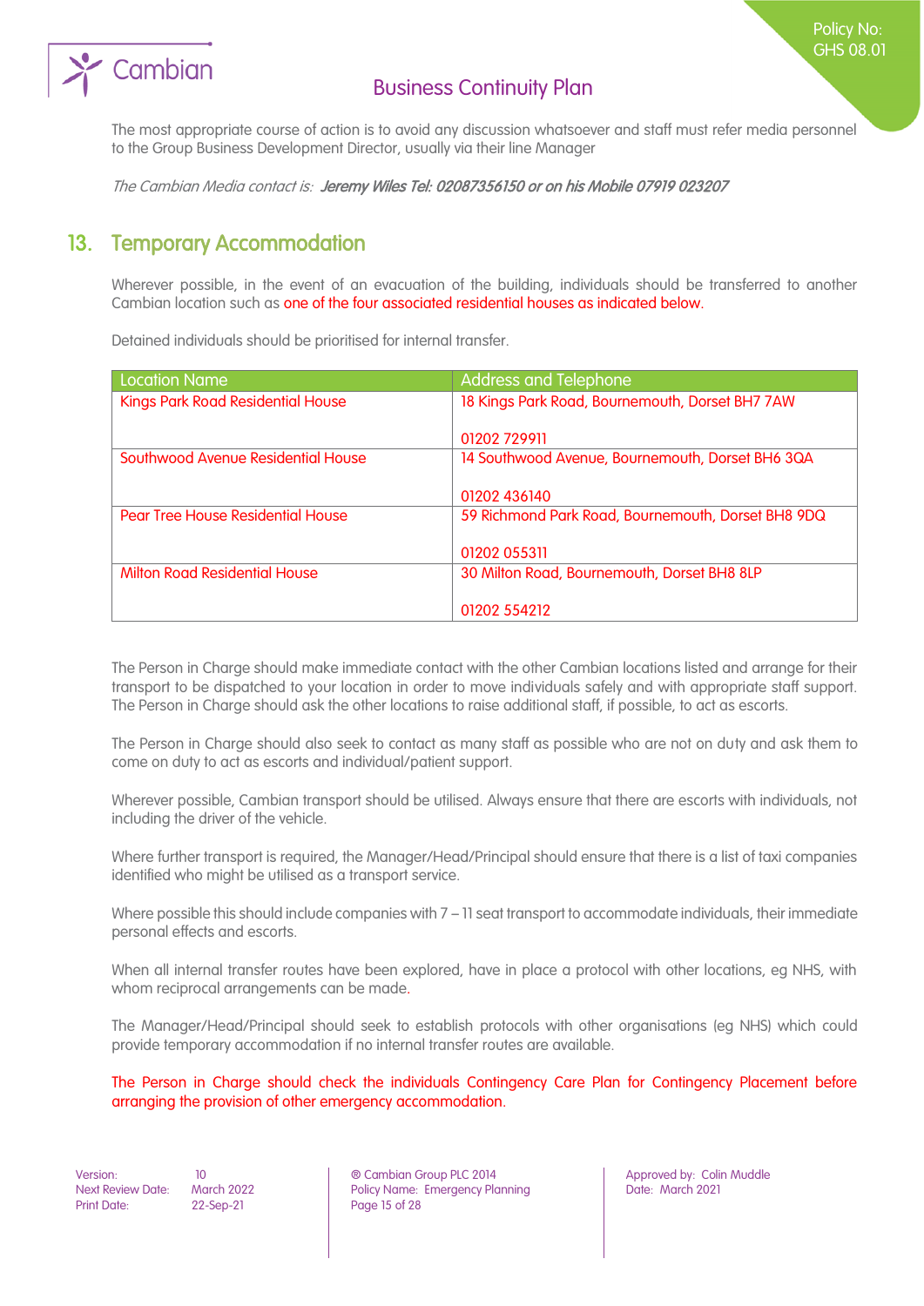The most appropriate course of action is to avoid any discussion whatsoever and staff must refer media personnel to the Group Business Development Director, usually via their line Manager

*The Cambian Media contact is:* ***Jeremy Wiles Tel: 02087356150 or on his Mobile 07919 023207***

## 13. Temporary Accommodation

Wherever possible, in the event of an evacuation of the building, individuals should be transferred to another Cambian location such as one of the four associated residential houses as indicated below.

Detained individuals should be prioritised for internal transfer.

| Location Name | Address and Telephone |
|---|---|
| Kings Park Road Residential House | 18 Kings Park Road, Bournemouth, Dorset BH7 7AW<br><br>01202 729911 |
| Southwood Avenue Residential House | 14 Southwood Avenue, Bournemouth, Dorset BH6 3QA<br><br>01202 436140 |
| Pear Tree House Residential House | 59 Richmond Park Road, Bournemouth, Dorset BH8 9DQ<br><br>01202 055311 |
| Milton Road Residential House | 30 Milton Road, Bournemouth, Dorset BH8 8LP<br><br>01202 554212 |

The Person in Charge should make immediate contact with the other Cambian locations listed and arrange for their transport to be dispatched to your location in order to move individuals safely and with appropriate staff support. The Person in Charge should ask the other locations to raise additional staff, if possible, to act as escorts.

The Person in Charge should also seek to contact as many staff as possible who are not on duty and ask them to come on duty to act as escorts and individual/patient support.

Wherever possible, Cambian transport should be utilised. Always ensure that there are escorts with individuals, not including the driver of the vehicle.

Where further transport is required, the Manager/Head/Principal should ensure that there is a list of taxi companies identified who might be utilised as a transport service.

Where possible this should include companies with 7 – 11 seat transport to accommodate individuals, their immediate personal effects and escorts.

When all internal transfer routes have been explored, have in place a protocol with other locations, eg NHS, with whom reciprocal arrangements can be made.

The Manager/Head/Principal should seek to establish protocols with other organisations (eg NHS) which could provide temporary accommodation if no internal transfer routes are available.

The Person in Charge should check the individuals Contingency Care Plan for Contingency Placement before arranging the provision of other emergency accommodation.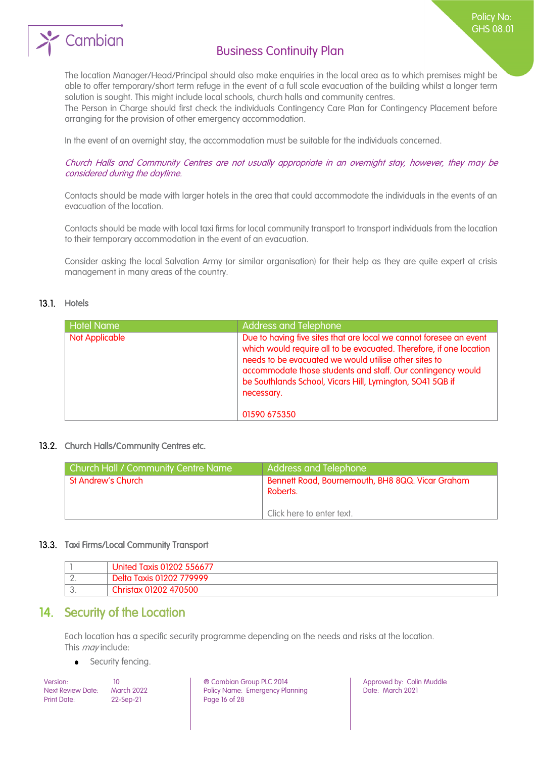The location Manager/Head/Principal should also make enquiries in the local area as to which premises might be able to offer temporary/short term refuge in the event of a full scale evacuation of the building whilst a longer term solution is sought. This might include local schools, church halls and community centres.
The Person in Charge should first check the individuals Contingency Care Plan for Contingency Placement before arranging for the provision of other emergency accommodation.

In the event of an overnight stay, the accommodation must be suitable for the individuals concerned.

*Church Halls and Community Centres are not usually appropriate in an overnight stay, however, they may be considered during the daytime.*

Contacts should be made with larger hotels in the area that could accommodate the individuals in the events of an evacuation of the location.

Contacts should be made with local taxi firms for local community transport to transport individuals from the location to their temporary accommodation in the event of an evacuation.

Consider asking the local Salvation Army (or similar organisation) for their help as they are quite expert at crisis management in many areas of the country.

### 13.1. Hotels

| Hotel Name | Address and Telephone |
|---|---|
| Not Applicable | Due to having five sites that are local we cannot foresee an event which would require all to be evacuated. Therefore, if one location needs to be evacuated we would utilise other sites to accommodate those students and staff. Our contingency would be Southlands School, Vicars Hill, Lymington, SO41 5QB if necessary.<br><br>01590 675350 |

### 13.2. Church Halls/Community Centres etc.

| Church Hall / Community Centre Name | Address and Telephone |
|---|---|
| St Andrew's Church | Bennett Road, Bournemouth, BH8 8QQ. Vicar Graham Roberts.<br><br>Click here to enter text. |

### 13.3. Taxi Firms/Local Community Transport

| | |
|---|---|
| 1 | United Taxis 01202 556677 |
| 2. | Delta Taxis 01202 779999 |
| 3. | Christax 01202 470500 |

## 14. Security of the Location

Each location has a specific security programme depending on the needs and risks at the location.
This *may* include:

- Security fencing.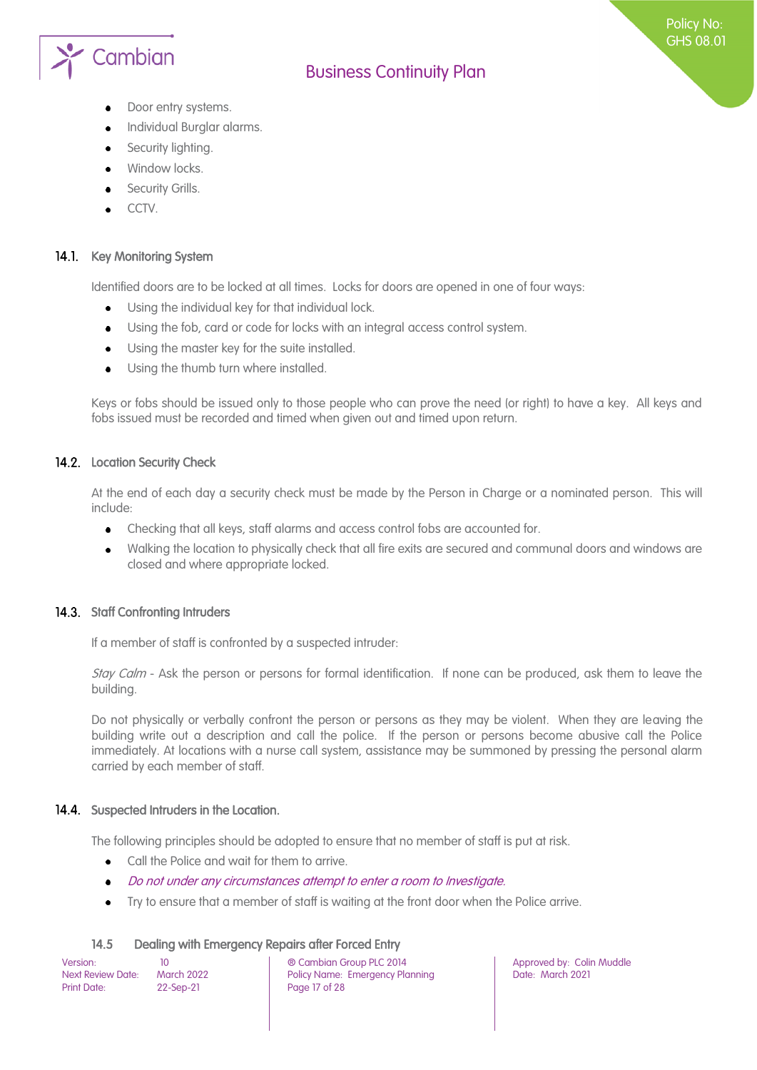- Door entry systems.
- Individual Burglar alarms.
- Security lighting.
- Window locks.
- Security Grills.
- CCTV.

### 14.1. Key Monitoring System

Identified doors are to be locked at all times. Locks for doors are opened in one of four ways:

- Using the individual key for that individual lock.
- Using the fob, card or code for locks with an integral access control system.
- Using the master key for the suite installed.
- Using the thumb turn where installed.

Keys or fobs should be issued only to those people who can prove the need (or right) to have a key. All keys and fobs issued must be recorded and timed when given out and timed upon return.

### 14.2. Location Security Check

At the end of each day a security check must be made by the Person in Charge or a nominated person. This will include:

- Checking that all keys, staff alarms and access control fobs are accounted for.
- Walking the location to physically check that all fire exits are secured and communal doors and windows are closed and where appropriate locked.

### 14.3. Staff Confronting Intruders

If a member of staff is confronted by a suspected intruder:

*Stay Calm* - Ask the person or persons for formal identification. If none can be produced, ask them to leave the building.

Do not physically or verbally confront the person or persons as they may be violent. When they are leaving the building write out a description and call the police. If the person or persons become abusive call the Police immediately. At locations with a nurse call system, assistance may be summoned by pressing the personal alarm carried by each member of staff.

### 14.4. Suspected Intruders in the Location.

The following principles should be adopted to ensure that no member of staff is put at risk.

- Call the Police and wait for them to arrive.
- *Do not under any circumstances attempt to enter a room to Investigate.*
- Try to ensure that a member of staff is waiting at the front door when the Police arrive.

### 14.5 Dealing with Emergency Repairs after Forced Entry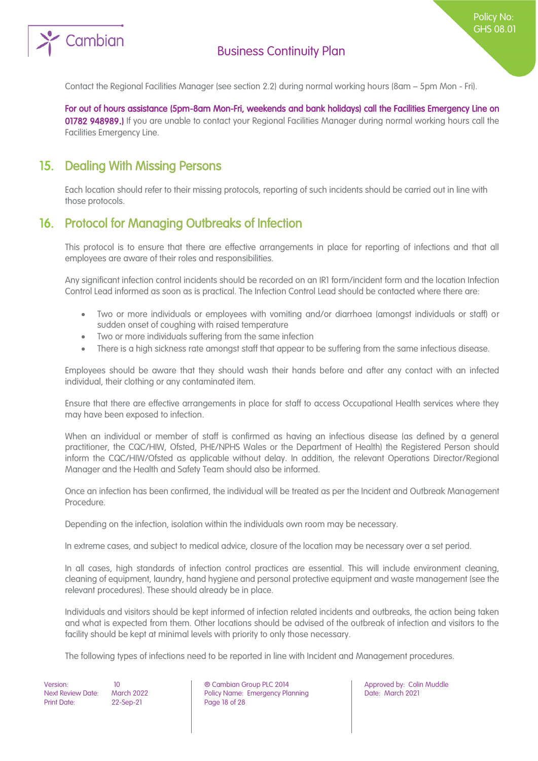Contact the Regional Facilities Manager (see section 2.2) during normal working hours (8am – 5pm Mon - Fri).

**For out of hours assistance (5pm-8am Mon-Fri, weekends and bank holidays) call the Facilities Emergency Line on 01782 948989.)** If you are unable to contact your Regional Facilities Manager during normal working hours call the Facilities Emergency Line.

## 15. Dealing With Missing Persons

Each location should refer to their missing protocols, reporting of such incidents should be carried out in line with those protocols.

## 16. Protocol for Managing Outbreaks of Infection

This protocol is to ensure that there are effective arrangements in place for reporting of infections and that all employees are aware of their roles and responsibilities.

Any significant infection control incidents should be recorded on an IR1 form/incident form and the location Infection Control Lead informed as soon as is practical. The Infection Control Lead should be contacted where there are:

- Two or more individuals or employees with vomiting and/or diarrhoea (amongst individuals or staff) or sudden onset of coughing with raised temperature
- Two or more individuals suffering from the same infection
- There is a high sickness rate amongst staff that appear to be suffering from the same infectious disease.

Employees should be aware that they should wash their hands before and after any contact with an infected individual, their clothing or any contaminated item.

Ensure that there are effective arrangements in place for staff to access Occupational Health services where they may have been exposed to infection.

When an individual or member of staff is confirmed as having an infectious disease (as defined by a general practitioner, the CQC/HIW, Ofsted, PHE/NPHS Wales or the Department of Health) the Registered Person should inform the CQC/HIW/Ofsted as applicable without delay. In addition, the relevant Operations Director/Regional Manager and the Health and Safety Team should also be informed.

Once an infection has been confirmed, the individual will be treated as per the Incident and Outbreak Management Procedure.

Depending on the infection, isolation within the individuals own room may be necessary.

In extreme cases, and subject to medical advice, closure of the location may be necessary over a set period.

In all cases, high standards of infection control practices are essential. This will include environment cleaning, cleaning of equipment, laundry, hand hygiene and personal protective equipment and waste management (see the relevant procedures). These should already be in place.

Individuals and visitors should be kept informed of infection related incidents and outbreaks, the action being taken and what is expected from them. Other locations should be advised of the outbreak of infection and visitors to the facility should be kept at minimal levels with priority to only those necessary.

The following types of infections need to be reported in line with Incident and Management procedures.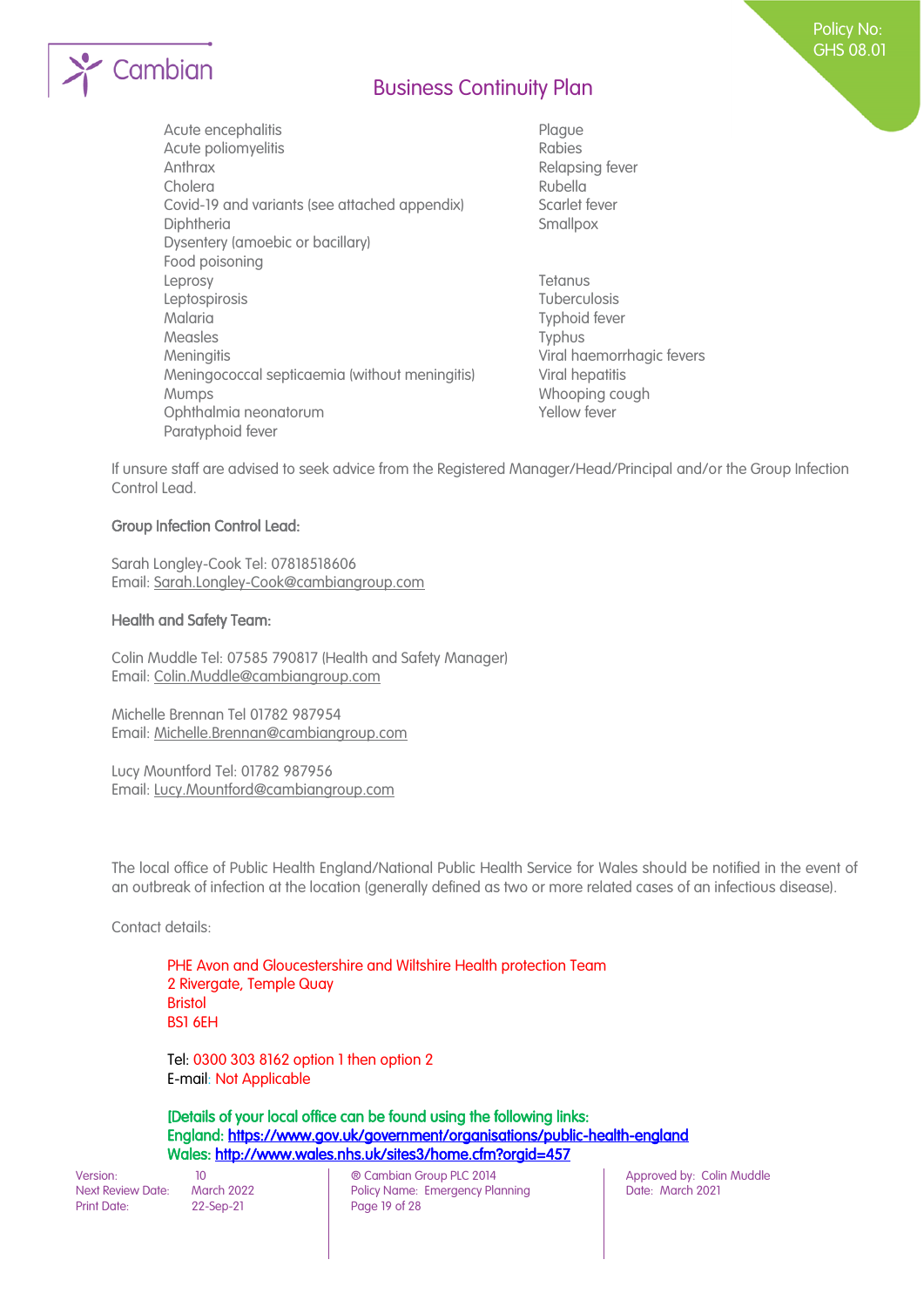- Acute encephalitis
- Acute poliomyelitis
- Anthrax
- Cholera
- Covid-19 and variants (see attached appendix)
- Diphtheria
- Dysentery (amoebic or bacillary)
- Food poisoning
- Leprosy
- Leptospirosis
- Malaria
- Measles
- Meningitis
- Meningococcal septicaemia (without meningitis)
- Mumps
- Ophthalmia neonatorum
- Paratyphoid fever
- Plague
- Rabies
- Relapsing fever
- Rubella
- Scarlet fever
- Smallpox
- Tetanus
- Tuberculosis
- Typhoid fever
- Typhus
- Viral haemorrhagic fevers
- Viral hepatitis
- Whooping cough
- Yellow fever

If unsure staff are advised to seek advice from the Registered Manager/Head/Principal and/or the Group Infection Control Lead.

**Group Infection Control Lead:**

Sarah Longley-Cook Tel: 07818518606
Email: Sarah.Longley-Cook@cambiangroup.com

**Health and Safety Team:**

Colin Muddle Tel: 07585 790817 (Health and Safety Manager)
Email: Colin.Muddle@cambiangroup.com

Michelle Brennan Tel 01782 987954
Email: Michelle.Brennan@cambiangroup.com

Lucy Mountford Tel: 01782 987956
Email: Lucy.Mountford@cambiangroup.com

The local office of Public Health England/National Public Health Service for Wales should be notified in the event of an outbreak of infection at the location (generally defined as two or more related cases of an infectious disease).

Contact details:

PHE Avon and Gloucestershire and Wiltshire Health protection Team
2 Rivergate, Temple Quay
Bristol
BS1 6EH

Tel: 0300 303 8162 option 1 then option 2
E-mail: Not Applicable

**[Details of your local office can be found using the following links:**
**England: https://www.gov.uk/government/organisations/public-health-england**
**Wales: http://www.wales.nhs.uk/sites3/home.cfm?orgid=457**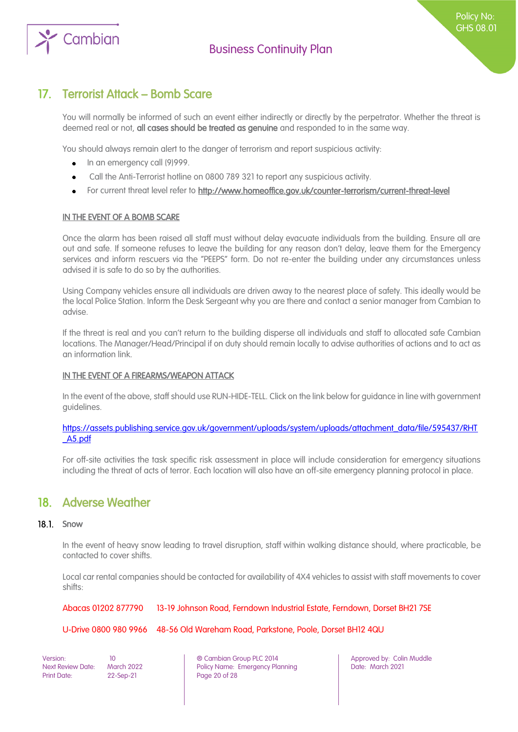## 17. Terrorist Attack – Bomb Scare

You will normally be informed of such an event either indirectly or directly by the perpetrator. Whether the threat is deemed real or not, **all cases should be treated as genuine** and responded to in the same way.

You should always remain alert to the danger of terrorism and report suspicious activity:

- In an emergency call (9)999.
- Call the Anti-Terrorist hotline on 0800 789 321 to report any suspicious activity.
- For current threat level refer to http://www.homeoffice.gov.uk/counter-terrorism/current-threat-level

IN THE EVENT OF A BOMB SCARE

Once the alarm has been raised all staff must without delay evacuate individuals from the building. Ensure all are out and safe. If someone refuses to leave the building for any reason don't delay, leave them for the Emergency services and inform rescuers via the "PEEPS" form. Do not re-enter the building under any circumstances unless advised it is safe to do so by the authorities.

Using Company vehicles ensure all individuals are driven away to the nearest place of safety. This ideally would be the local Police Station. Inform the Desk Sergeant why you are there and contact a senior manager from Cambian to advise.

If the threat is real and you can't return to the building disperse all individuals and staff to allocated safe Cambian locations. The Manager/Head/Principal if on duty should remain locally to advise authorities of actions and to act as an information link.

IN THE EVENT OF A FIREARMS/WEAPON ATTACK

In the event of the above, staff should use RUN-HIDE-TELL. Click on the link below for guidance in line with government guidelines.

https://assets.publishing.service.gov.uk/government/uploads/system/uploads/attachment_data/file/595437/RHT_A5.pdf

For off-site activities the task specific risk assessment in place will include consideration for emergency situations including the threat of acts of terror. Each location will also have an off-site emergency planning protocol in place.

## 18. Adverse Weather

### 18.1. Snow

In the event of heavy snow leading to travel disruption, staff within walking distance should, where practicable, be contacted to cover shifts.

Local car rental companies should be contacted for availability of 4X4 vehicles to assist with staff movements to cover shifts:

Abacas 01202 877790 13-19 Johnson Road, Ferndown Industrial Estate, Ferndown, Dorset BH21 7SE

U-Drive 0800 980 9966 48-56 Old Wareham Road, Parkstone, Poole, Dorset BH12 4QU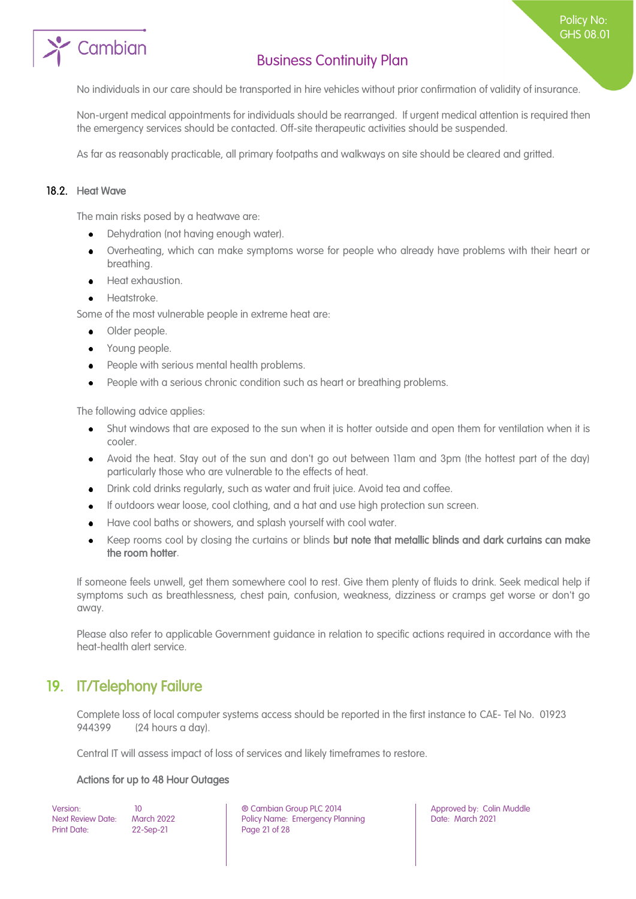No individuals in our care should be transported in hire vehicles without prior confirmation of validity of insurance.

Non-urgent medical appointments for individuals should be rearranged. If urgent medical attention is required then the emergency services should be contacted. Off-site therapeutic activities should be suspended.

As far as reasonably practicable, all primary footpaths and walkways on site should be cleared and gritted.

### 18.2. Heat Wave

The main risks posed by a heatwave are:

- Dehydration (not having enough water).
- Overheating, which can make symptoms worse for people who already have problems with their heart or breathing.
- Heat exhaustion.
- Heatstroke.

Some of the most vulnerable people in extreme heat are:

- Older people.
- Young people.
- People with serious mental health problems.
- People with a serious chronic condition such as heart or breathing problems.

The following advice applies:

- Shut windows that are exposed to the sun when it is hotter outside and open them for ventilation when it is cooler.
- Avoid the heat. Stay out of the sun and don't go out between 11am and 3pm (the hottest part of the day) particularly those who are vulnerable to the effects of heat.
- Drink cold drinks regularly, such as water and fruit juice. Avoid tea and coffee.
- If outdoors wear loose, cool clothing, and a hat and use high protection sun screen.
- Have cool baths or showers, and splash yourself with cool water.
- Keep rooms cool by closing the curtains or blinds **but note that metallic blinds and dark curtains can make the room hotter**.

If someone feels unwell, get them somewhere cool to rest. Give them plenty of fluids to drink. Seek medical help if symptoms such as breathlessness, chest pain, confusion, weakness, dizziness or cramps get worse or don't go away.

Please also refer to applicable Government guidance in relation to specific actions required in accordance with the heat-health alert service.

## 19. IT/Telephony Failure

Complete loss of local computer systems access should be reported in the first instance to CAE- Tel No. 01923 944399 (24 hours a day).

Central IT will assess impact of loss of services and likely timeframes to restore.

#### Actions for up to 48 Hour Outages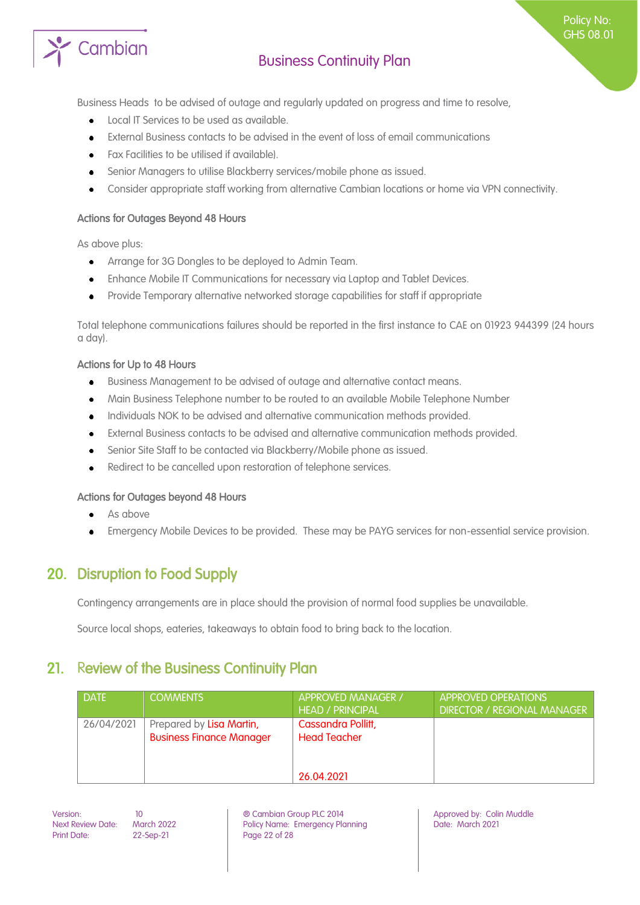Business Heads to be advised of outage and regularly updated on progress and time to resolve,

- Local IT Services to be used as available.
- External Business contacts to be advised in the event of loss of email communications
- Fax Facilities to be utilised if available).
- Senior Managers to utilise Blackberry services/mobile phone as issued.
- Consider appropriate staff working from alternative Cambian locations or home via VPN connectivity.

#### Actions for Outages Beyond 48 Hours

As above plus:

- Arrange for 3G Dongles to be deployed to Admin Team.
- Enhance Mobile IT Communications for necessary via Laptop and Tablet Devices.
- Provide Temporary alternative networked storage capabilities for staff if appropriate

Total telephone communications failures should be reported in the first instance to CAE on 01923 944399 (24 hours a day).

#### Actions for Up to 48 Hours

- Business Management to be advised of outage and alternative contact means.
- Main Business Telephone number to be routed to an available Mobile Telephone Number
- Individuals NOK to be advised and alternative communication methods provided.
- External Business contacts to be advised and alternative communication methods provided.
- Senior Site Staff to be contacted via Blackberry/Mobile phone as issued.
- Redirect to be cancelled upon restoration of telephone services.

#### Actions for Outages beyond 48 Hours

- As above
- Emergency Mobile Devices to be provided. These may be PAYG services for non-essential service provision.

## 20. Disruption to Food Supply

Contingency arrangements are in place should the provision of normal food supplies be unavailable.

Source local shops, eateries, takeaways to obtain food to bring back to the location.

## 21. Review of the Business Continuity Plan

| DATE | COMMENTS | APPROVED MANAGER / HEAD / PRINCIPAL | APPROVED OPERATIONS DIRECTOR / REGIONAL MANAGER |
|---|---|---|---|
| 26/04/2021 | Prepared by Lisa Martin, Business Finance Manager | Cassandra Pollitt, Head Teacher<br><br>26.04.2021 | |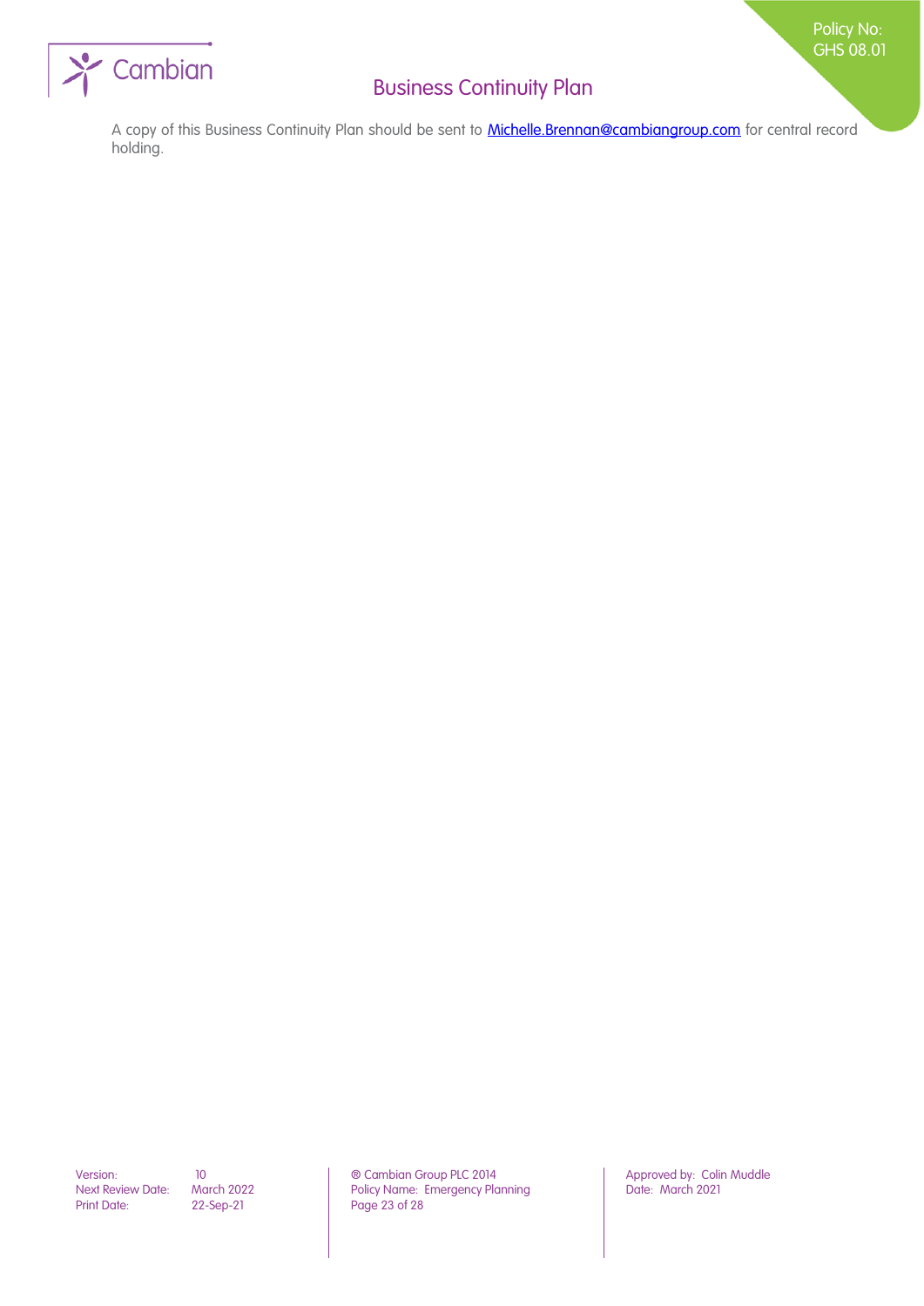A copy of this Business Continuity Plan should be sent to Michelle.Brennan@cambiangroup.com for central record holding.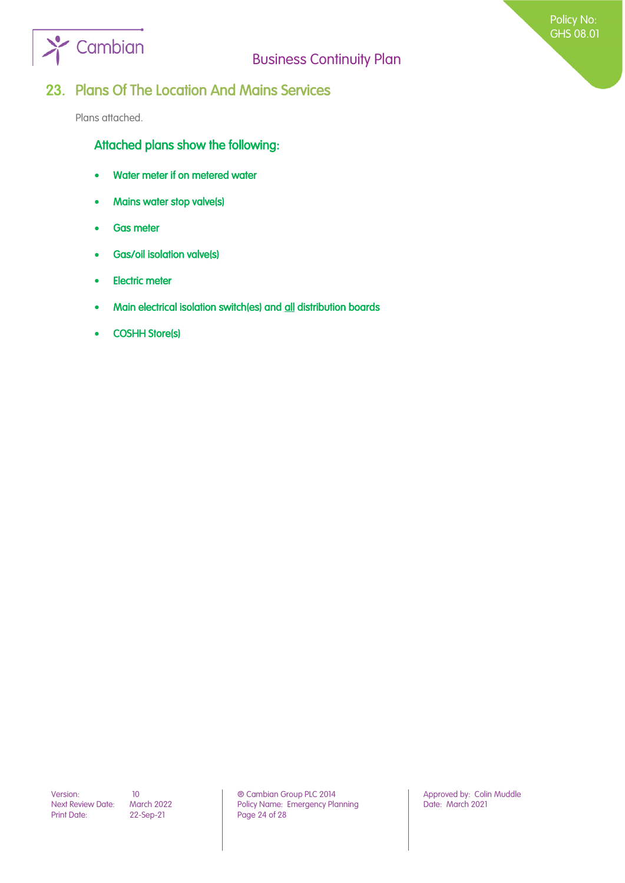## 23. Plans Of The Location And Mains Services

Plans attached.

### Attached plans show the following:

- Water meter if on metered water
- Mains water stop valve(s)
- Gas meter
- Gas/oil isolation valve(s)
- Electric meter
- Main electrical isolation switch(es) and all distribution boards
- COSHH Store(s)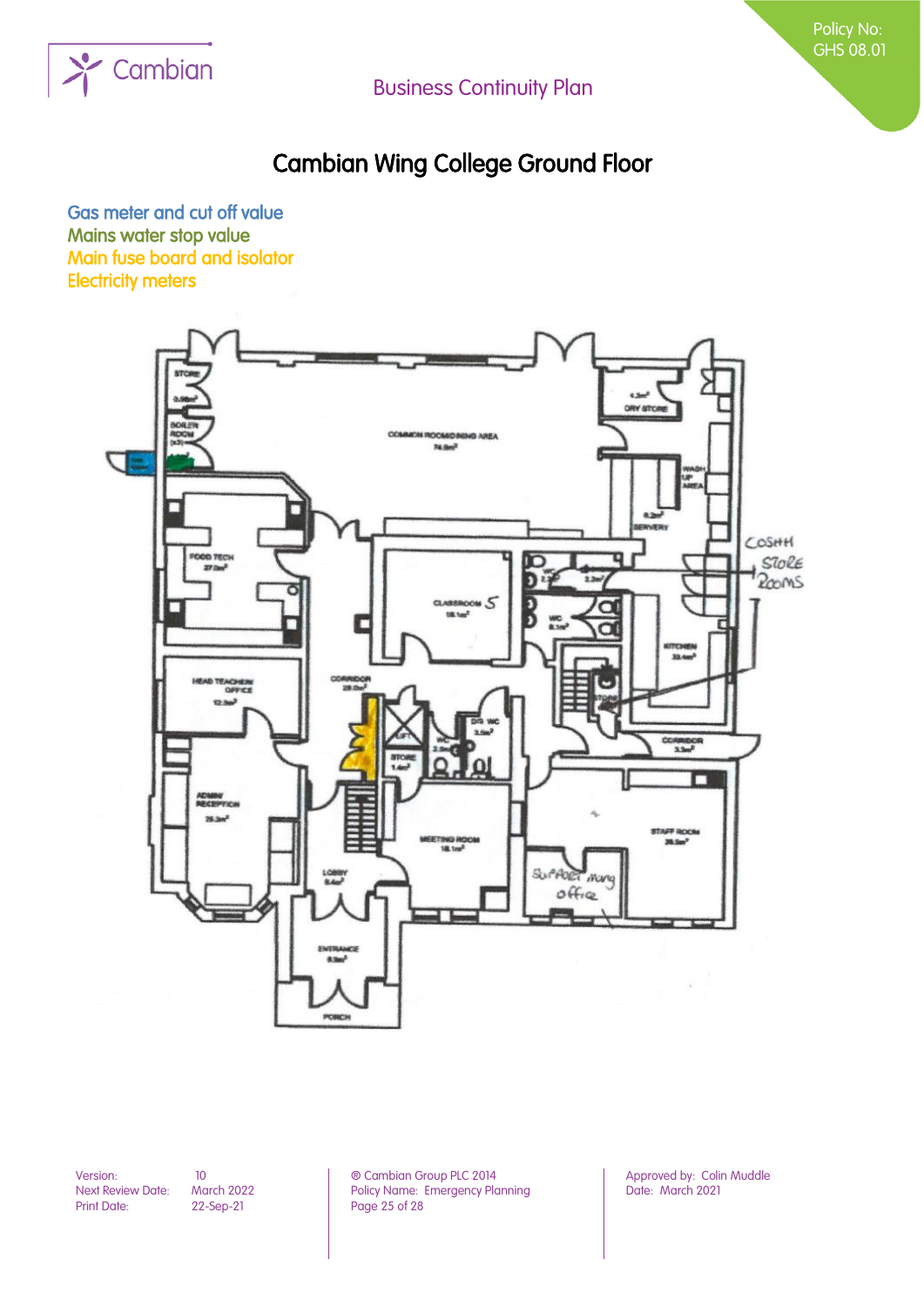# Cambian Wing College Ground Floor

Gas meter and cut off value
Mains water stop value
Main fuse board and isolator
Electricity meters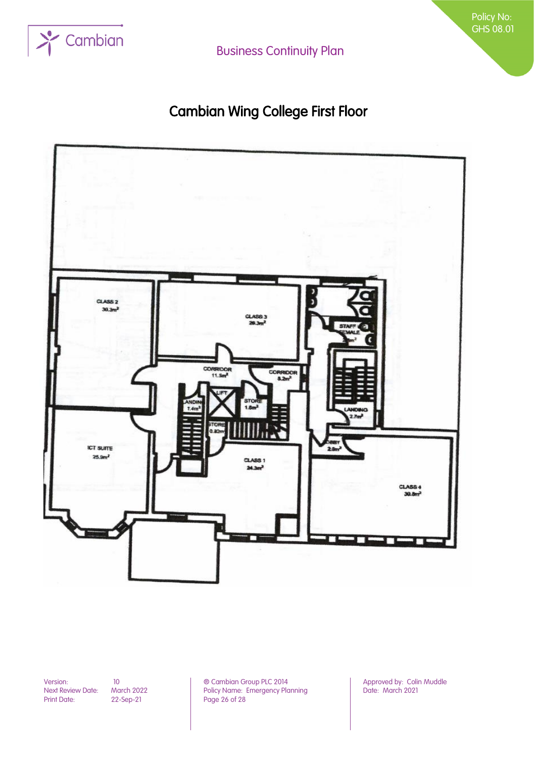# Cambian Wing College First Floor

CLASS 2
30.3m²

CLASS 3
29.3m²

STAFF FEMALE
2.9m²

CORRIDOR
11.5m²

CORRIDOR
8.2m²

LANDING
7.4m²

LIFT

STORE
1.8m²

LANDING
2.7m²

STORE
0.82m²

ICT SUITE
25.9m²

CLASS 1
24.3m²

LOBBY
2.8m²

CLASS 4
30.8m²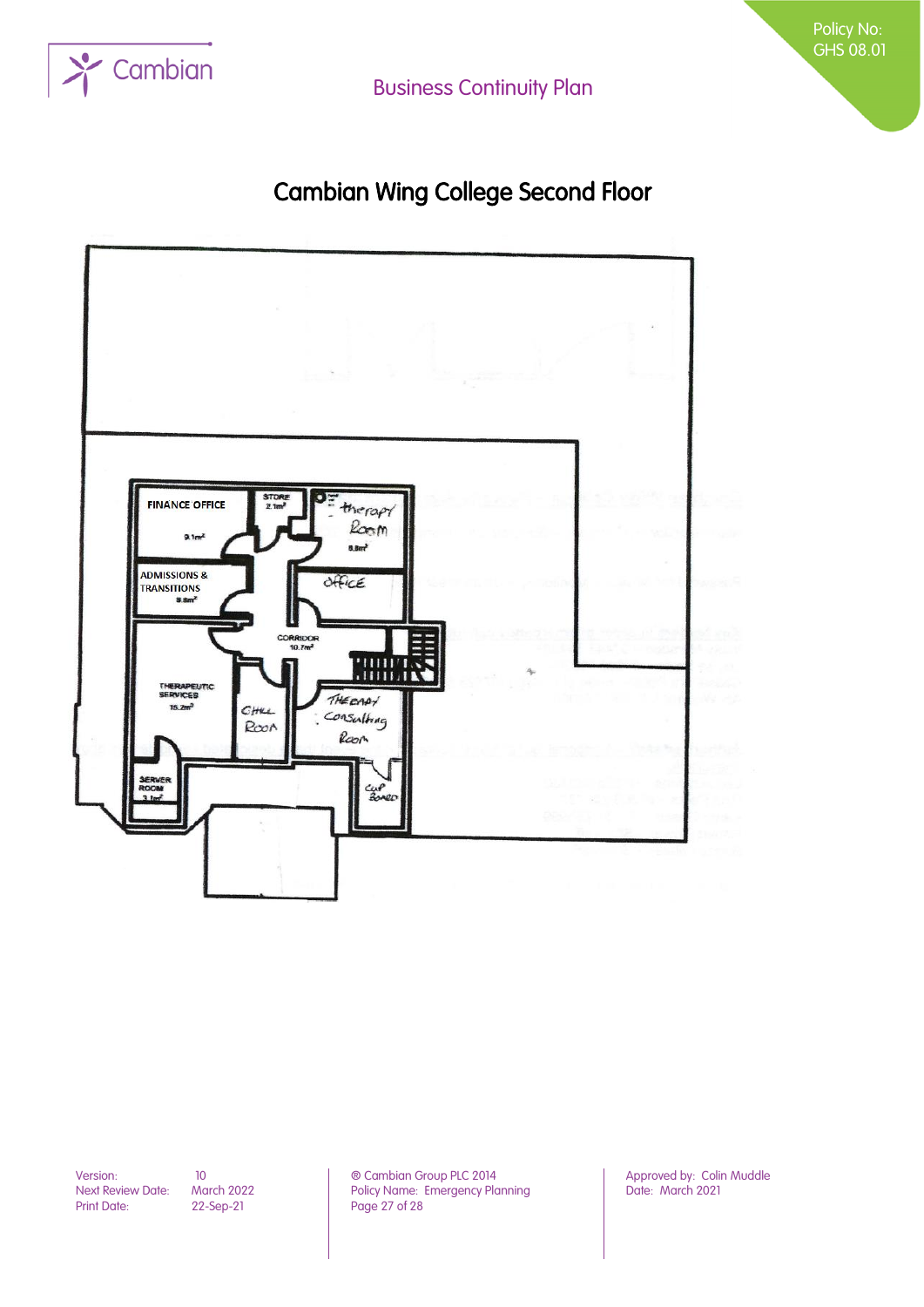# Cambian Wing College Second Floor

FINANCE OFFICE

9.1m²

STORE

2.1m²

Therapy Room

8.8m²

ADMISSIONS & TRANSITIONS

8.8m²

Office

CORRIDOR

10.7m²

THERAPEUTIC SERVICES

15.2m²

Chill Room

Therapy Consulting Room

SERVER ROOM

3.1m²

Cup Board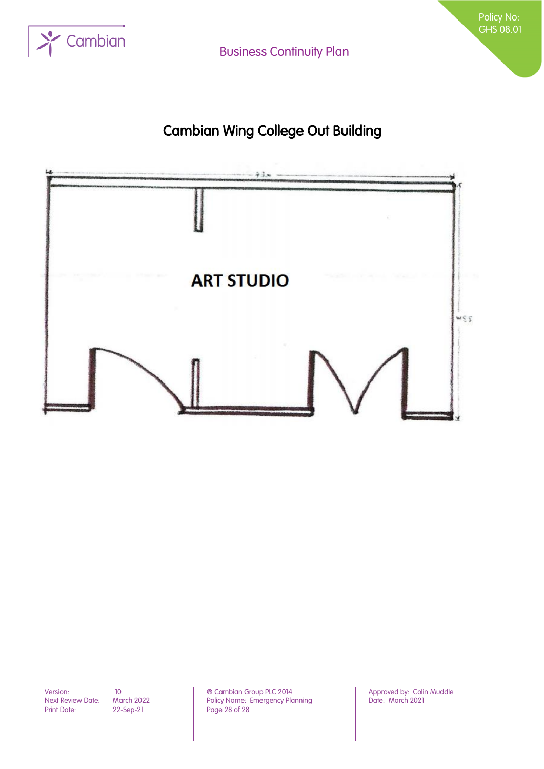# Cambian Wing College Out Building

ART STUDIO